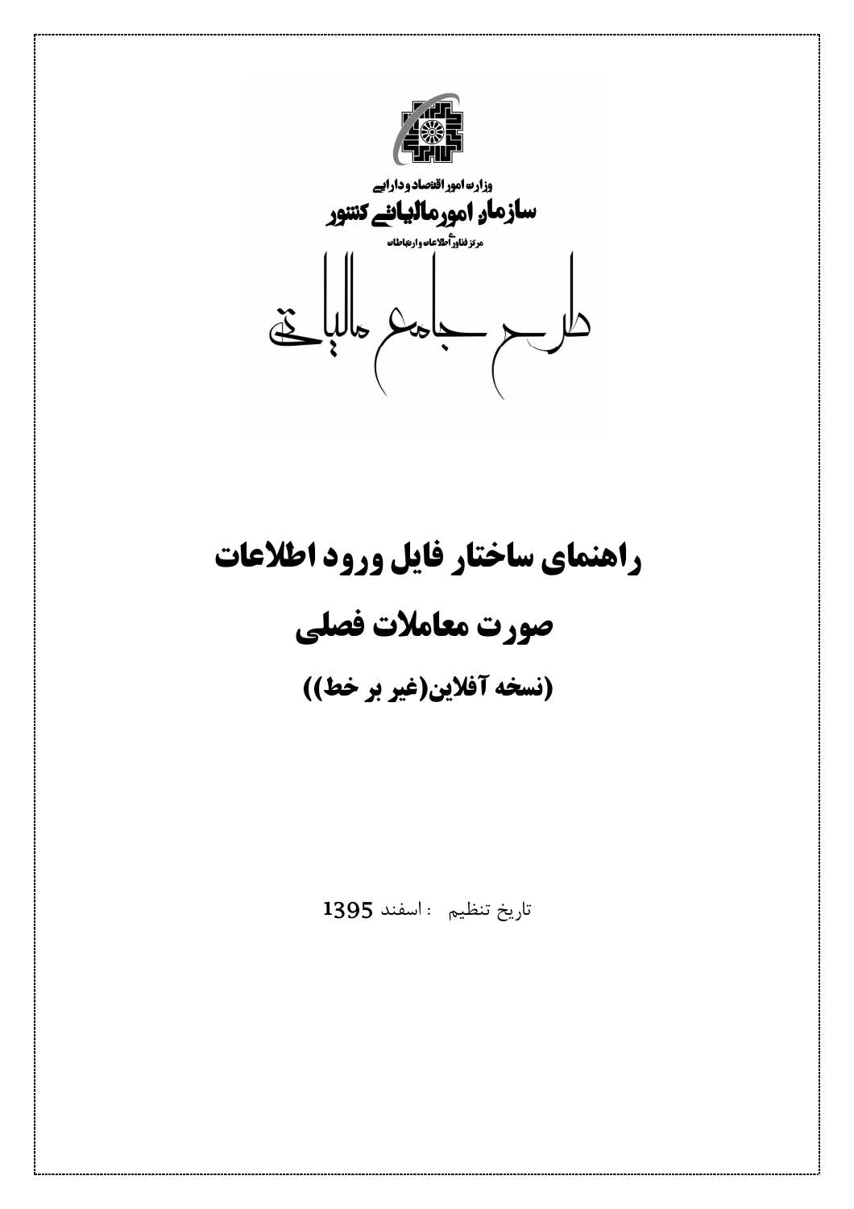وزارت امور اقتصاد و دارایی

سازمان امور مالیاتی کشور

مرکز فناوری اطلاعات و ارتباطات

طرح جامع مالیاتی

# راهنمای ساختار فایل ورود اطلاعات

# صورت معاملات فصلی

## (نسخه آفلاین(غیر بر خط))

تاریخ تنظیم : اسفند 1395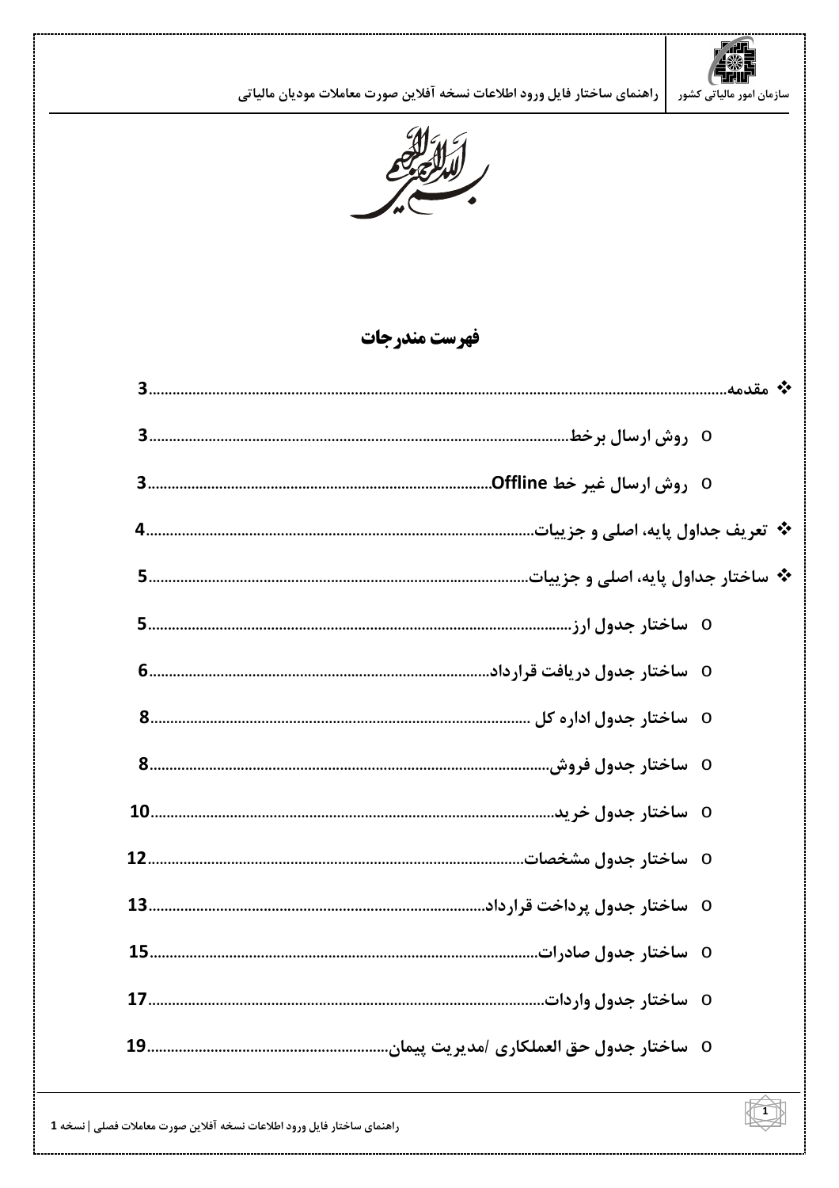## فهرست مندرجات

- مقدمه ........ 3
  - روش ارسال برخط ........ 3
  - روش ارسال غیر خط Offline ........ 3
- تعریف جداول پایه، اصلی و جزییات ........ 4
- ساختار جداول پایه، اصلی و جزییات ........ 5
  - ساختار جدول ارز ........ 5
  - ساختار جدول دریافت قرارداد ........ 6
  - ساختار جدول اداره کل ........ 8
  - ساختار جدول فروش ........ 8
  - ساختار جدول خرید ........ 10
  - ساختار جدول مشخصات ........ 12
  - ساختار جدول پرداخت قرارداد ........ 13
  - ساختار جدول صادرات ........ 15
  - ساختار جدول واردات ........ 17
  - ساختار جدول حق العملکاری /مدیریت پیمان ........ 19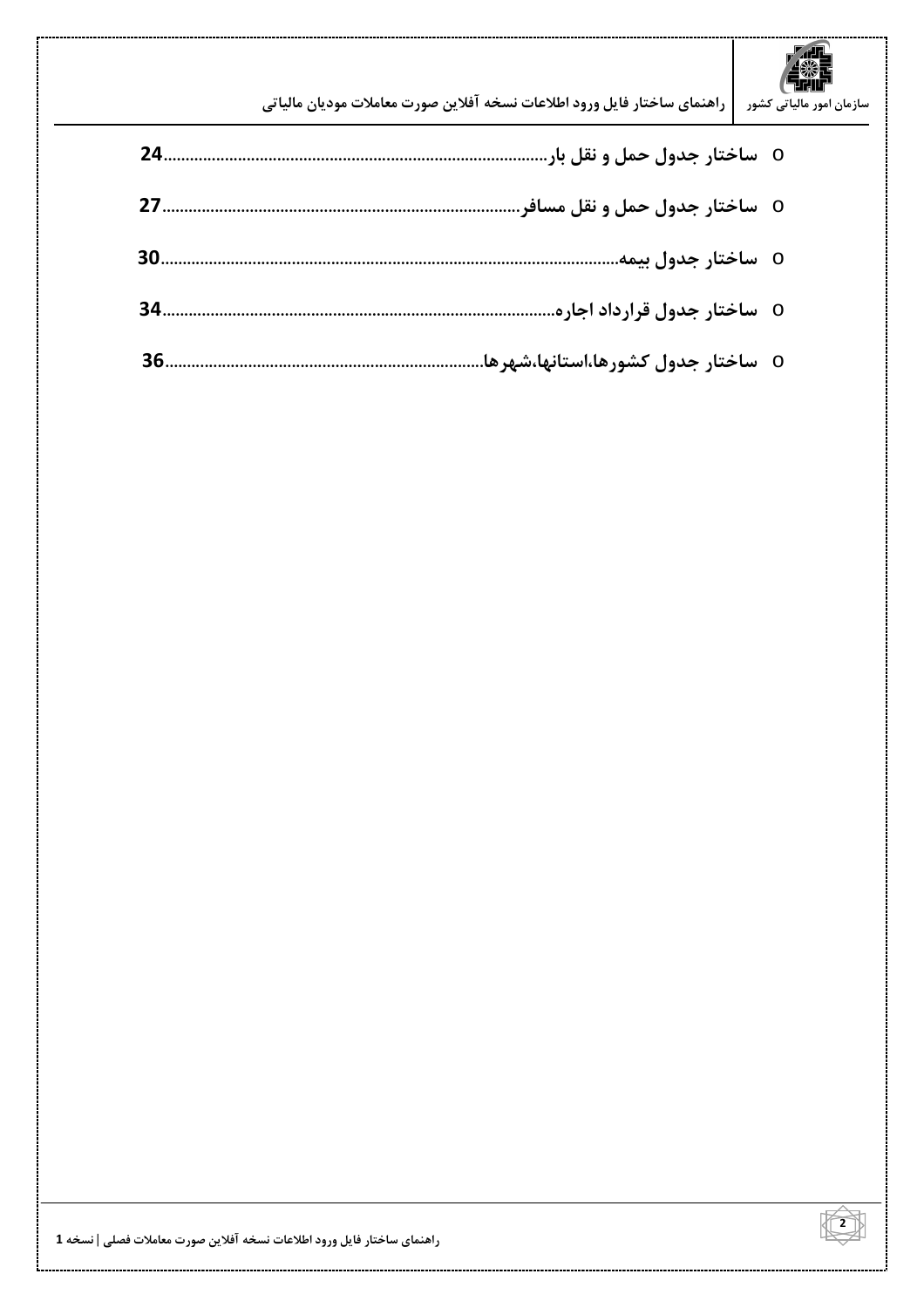- ساختار جدول حمل و نقل بار...................................................................................... 24
- ساختار جدول حمل و نقل مسافر................................................................................ 27
- ساختار جدول بیمه...................................................................................................... 30
- ساختار جدول قرارداد اجاره....................................................................................... 34
- ساختار جدول کشورها،استانها،شهرها...................................................................... 36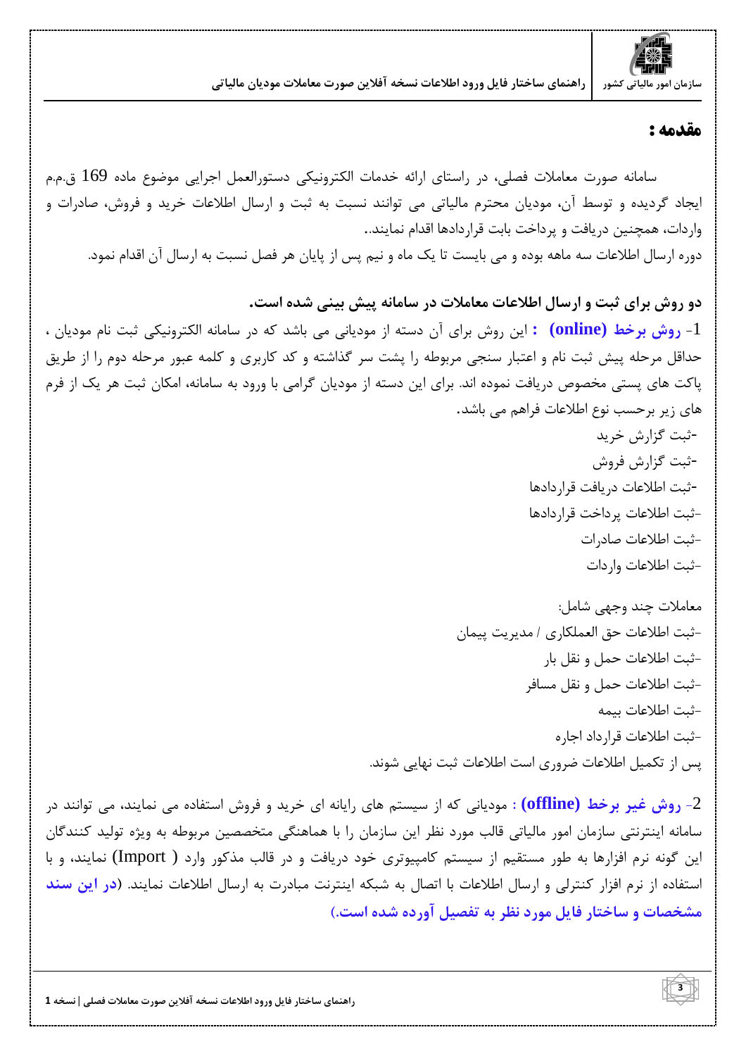## مقدمه :

سامانه صورت معاملات فصلی، در راستای ارائه خدمات الکترونیکی دستورالعمل اجرایی موضوع ماده 169 ق.م.م ایجاد گردیده و توسط آن، مودیان محترم مالیاتی می توانند نسبت به ثبت و ارسال اطلاعات خرید و فروش، صادرات و واردات، همچنین دریافت و پرداخت بابت قراردادها اقدام نمایند..

دوره ارسال اطلاعات سه ماهه بوده و می بایست تا یک ماه و نیم پس از پایان هر فصل نسبت به ارسال آن اقدام نمود.

**دو روش برای ثبت و ارسال اطلاعات معاملات در سامانه پیش بینی شده است.**

1- **روش برخط (online) :** این روش برای آن دسته از مودیانی می باشد که در سامانه الکترونیکی ثبت نام مودیان ، حداقل مرحله پیش ثبت نام و اعتبار سنجی مربوطه را پشت سر گذاشته و کد کاربری و کلمه عبور مرحله دوم را از طریق پاکت های پستی مخصوص دریافت نموده اند. برای این دسته از مودیان گرامی با ورود به سامانه، امکان ثبت هر یک از فرم های زیر برحسب نوع اطلاعات فراهم می باشد.

-ثبت گزارش خرید

-ثبت گزارش فروش

-ثبت اطلاعات دریافت قراردادها

-ثبت اطلاعات پرداخت قراردادها

-ثبت اطلاعات صادرات

-ثبت اطلاعات واردات

معاملات چند وجهی شامل:

-ثبت اطلاعات حق العملکاری / مدیریت پیمان

-ثبت اطلاعات حمل و نقل بار

-ثبت اطلاعات حمل و نقل مسافر

-ثبت اطلاعات بیمه

-ثبت اطلاعات قرارداد اجاره

پس از تکمیل اطلاعات ضروری است اطلاعات ثبت نهایی شوند.

2- **روش غیر برخط (offline) :** مودیانی که از سیستم های رایانه ای خرید و فروش استفاده می نمایند، می توانند در سامانه اینترنتی سازمان امور مالیاتی قالب مورد نظر این سازمان را با هماهنگی متخصصین مربوطه به ویژه تولید کنندگان این گونه نرم افزارها به طور مستقیم از سیستم کامپیوتری خود دریافت و در قالب مذکور وارد ( Import) نمایند، و با استفاده از نرم افزار کنترلی و ارسال اطلاعات با اتصال به شبکه اینترنت مبادرت به ارسال اطلاعات نمایند. (**در این سند مشخصات و ساختار فایل مورد نظر به تفصیل آورده شده است.**)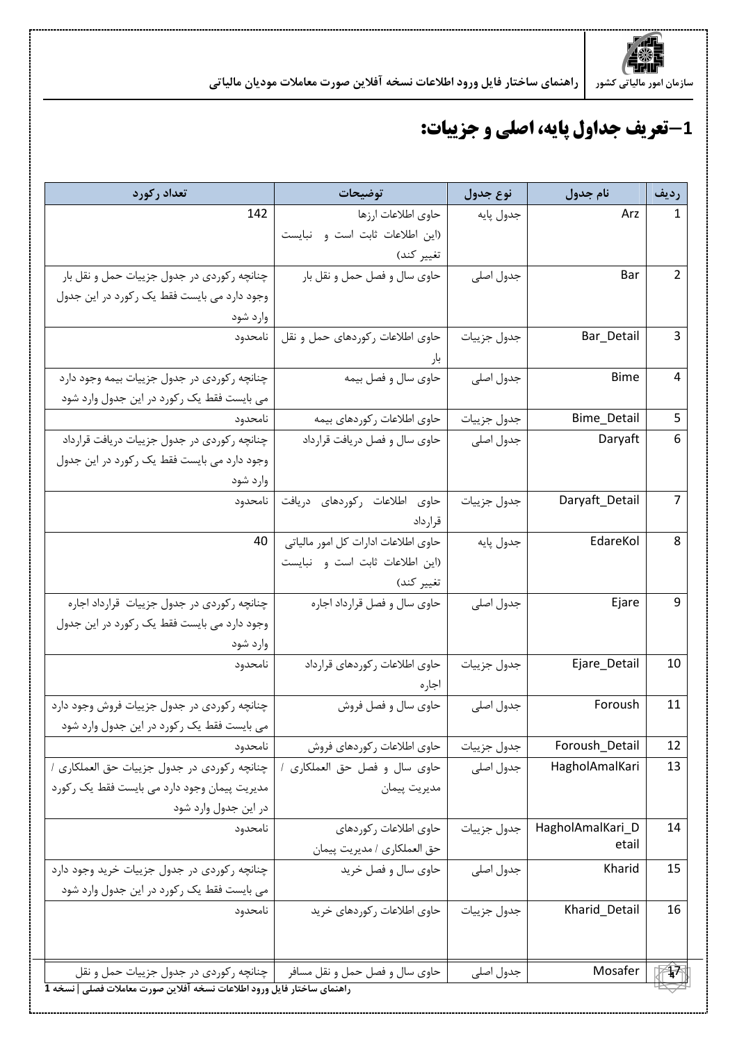# 1–تعریف جداول پایه، اصلی و جزییات:

| ردیف | نام جدول | نوع جدول | توضیحات | تعداد رکورد |
|---|---|---|---|---|
| 1 | Arz | جدول پایه | حاوی اطلاعات ارزها (این اطلاعات ثابت است و نبایست تغییر کند) | 142 |
| 2 | Bar | جدول اصلی | حاوی سال و فصل حمل و نقل بار | چنانچه رکوردی در جدول جزییات حمل و نقل بار وجود دارد می بایست فقط یک رکورد در این جدول وارد شود |
| 3 | Bar_Detail | جدول جزییات | حاوی اطلاعات رکوردهای حمل و نقل بار | نامحدود |
| 4 | Bime | جدول اصلی | حاوی سال و فصل بیمه | چنانچه رکوردی در جدول جزییات بیمه وجود دارد می بایست فقط یک رکورد در این جدول وارد شود |
| 5 | Bime_Detail | جدول جزییات | حاوی اطلاعات رکوردهای بیمه | نامحدود |
| 6 | Daryaft | جدول اصلی | حاوی سال و فصل دریافت قرارداد | چنانچه رکوردی در جدول جزییات دریافت قرارداد وجود دارد می بایست فقط یک رکورد در این جدول وارد شود |
| 7 | Daryaft_Detail | جدول جزییات | حاوی اطلاعات رکوردهای دریافت قرارداد | نامحدود |
| 8 | EdareKol | جدول پایه | حاوی اطلاعات ادارات کل امور مالیاتی (این اطلاعات ثابت است و نبایست تغییر کند) | 40 |
| 9 | Ejare | جدول اصلی | حاوی سال و فصل قرارداد اجاره | چنانچه رکوردی در جدول جزییات قرارداد اجاره وجود دارد می بایست فقط یک رکورد در این جدول وارد شود |
| 10 | Ejare_Detail | جدول جزییات | حاوی اطلاعات رکوردهای قرارداد اجاره | نامحدود |
| 11 | Foroush | جدول اصلی | حاوی سال و فصل فروش | چنانچه رکوردی در جدول جزییات فروش وجود دارد می بایست فقط یک رکورد در این جدول وارد شود |
| 12 | Foroush_Detail | جدول جزییات | حاوی اطلاعات رکوردهای فروش | نامحدود |
| 13 | HagholAmalKari | جدول اصلی | حاوی سال و فصل حق العملکاری / مدیریت پیمان | چنانچه رکوردی در جدول جزییات حق العملکاری / مدیریت پیمان وجود دارد می بایست فقط یک رکورد در این جدول وارد شود |
| 14 | HagholAmalKari_Detail | جدول جزییات | حاوی اطلاعات رکوردهای حق العملکاری / مدیریت پیمان | نامحدود |
| 15 | Kharid | جدول اصلی | حاوی سال و فصل خرید | چنانچه رکوردی در جدول جزییات خرید وجود دارد می بایست فقط یک رکورد در این جدول وارد شود |
| 16 | Kharid_Detail | جدول جزییات | حاوی اطلاعات رکوردهای خرید | نامحدود |
| 17 | Mosafer | جدول اصلی | حاوی سال و فصل حمل و نقل مسافر | چنانچه رکوردی در جدول جزییات حمل و نقل |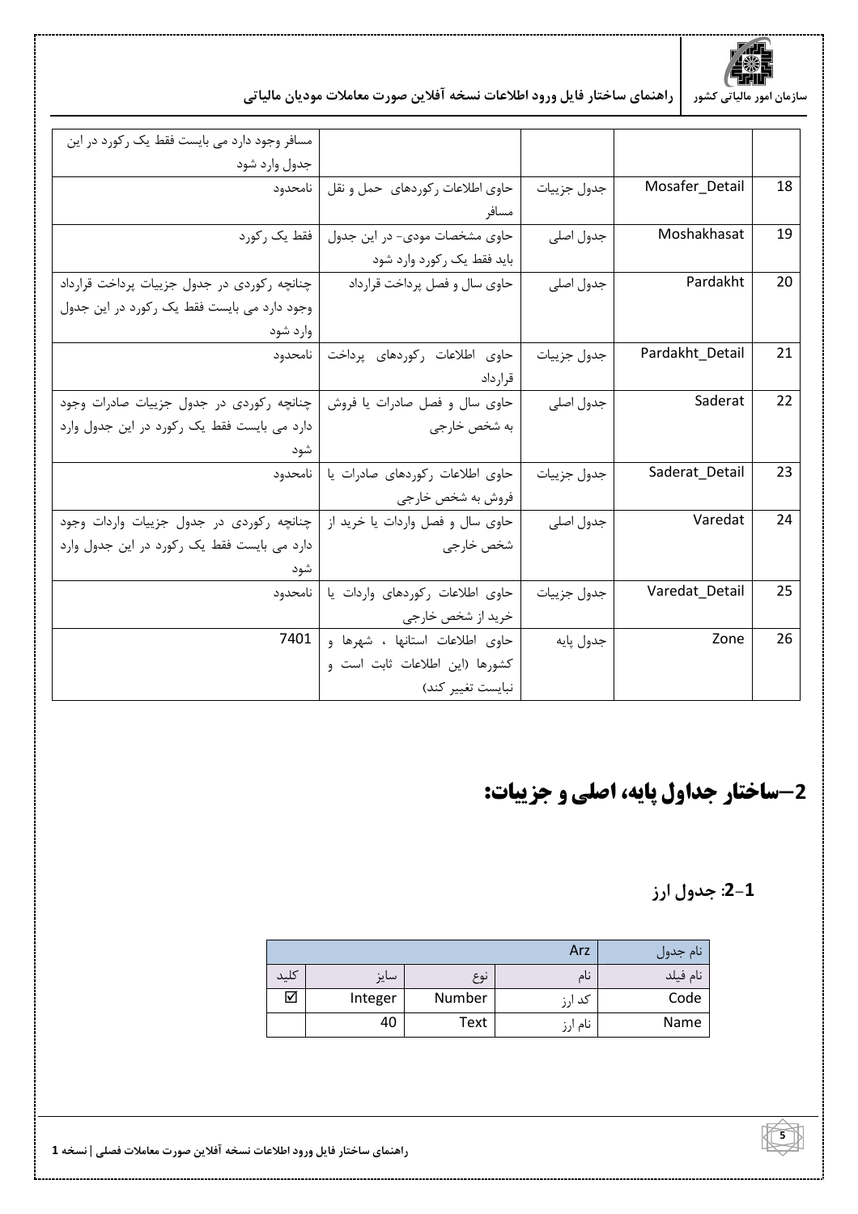| | | | | |
|---|---|---|---|---|
| | | | | مسافر وجود دارد می بایست فقط یک رکورد در این جدول وارد شود |
| 18 | Mosafer_Detail | جدول جزییات | حاوی اطلاعات رکوردهای حمل و نقل مسافر | نامحدود |
| 19 | Moshakhasat | جدول اصلی | حاوی مشخصات مودی- در این جدول باید فقط یک رکورد وارد شود | فقط یک رکورد |
| 20 | Pardakht | جدول اصلی | حاوی سال و فصل پرداخت قرارداد | چنانچه رکوردی در جدول جزییات پرداخت قرارداد وجود دارد می بایست فقط یک رکورد در این جدول وارد شود |
| 21 | Pardakht_Detail | جدول جزییات | حاوی اطلاعات رکوردهای پرداخت قرارداد | نامحدود |
| 22 | Saderat | جدول اصلی | حاوی سال و فصل صادرات یا فروش به شخص خارجی | چنانچه رکوردی در جدول جزییات صادرات وجود دارد می بایست فقط یک رکورد در این جدول وارد شود |
| 23 | Saderat_Detail | جدول جزییات | حاوی اطلاعات رکوردهای صادرات یا فروش به شخص خارجی | نامحدود |
| 24 | Varedat | جدول اصلی | حاوی سال و فصل واردات یا خرید از شخص خارجی | چنانچه رکوردی در جدول جزییات واردات وجود دارد می بایست فقط یک رکورد در این جدول وارد شود |
| 25 | Varedat_Detail | جدول جزییات | حاوی اطلاعات رکوردهای واردات یا خرید از شخص خارجی | نامحدود |
| 26 | Zone | جدول پایه | حاوی اطلاعات استانها ، شهرها و کشورها (این اطلاعات ثابت است و نبایست تغییر کند) | 7401 |

# 2–ساختار جداول پایه، اصلی و جزییات:

## 2-1: جدول ارز

| نام جدول | Arz | | | |
|---|---|---|---|---|
| نام فیلد | نام | نوع | سایز | کلید |
| Code | کد ارز | Number | Integer | ☑ |
| Name | نام ارز | Text | 40 | |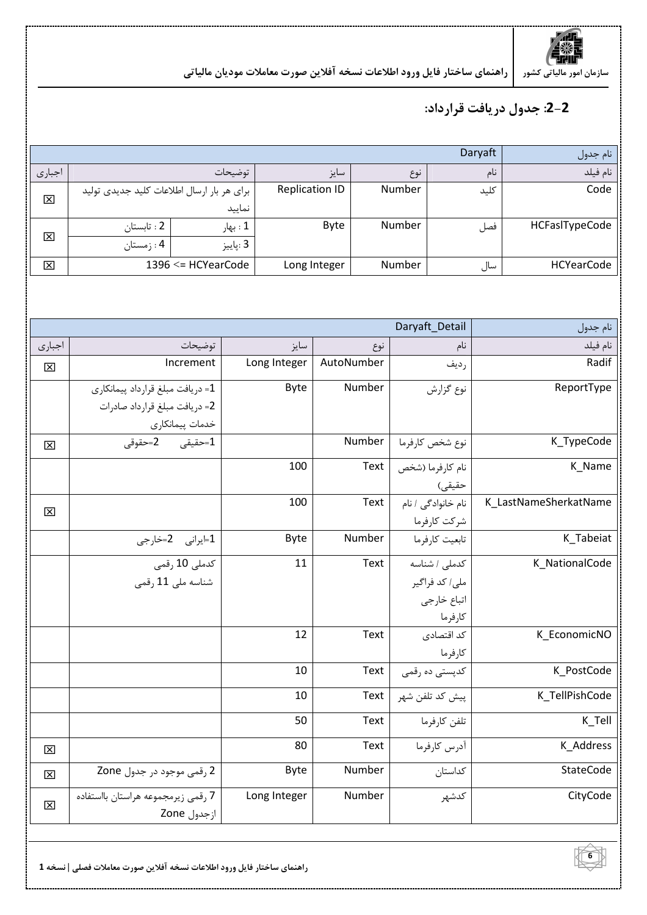## 2-2: جدول دریافت قرارداد:

| نام جدول | Daryaft | | | |
|---|---|---|---|---|
| نام فیلد | نام | نوع | سایز | توضیحات | اجباری |
| Code | کلید | Number | Replication ID | برای هر بار ارسال اطلاعات کلید جدیدی تولید نمایید | ☒ |
| HCFaslTypeCode | فصل | Number | Byte | 1 : بهار / 2 : تابستان / 3 :پاییز / 4 : زمستان | ☒ |
| HCYearCode | سال | Number | Long Integer | 1396 <= HCYearCode | ☒ |

| نام جدول | Daryaft_Detail | | | | |
|---|---|---|---|---|---|
| نام فیلد | نام | نوع | سایز | توضیحات | اجباری |
| Radif | ردیف | AutoNumber | Long Integer | Increment | ☒ |
| ReportType | نوع گزارش | Number | Byte | 1= دریافت مبلغ قرارداد پیمانکاری<br>2= دریافت مبلغ قرارداد صادرات خدمات پیمانکاری | |
| K_TypeCode | نوع شخص کارفرما | Number | | 1=حقیقی 2=حقوقی | ☒ |
| K_Name | نام کارفرما (شخص حقیقی) | Text | 100 | | |
| K_LastNameSherkatName | نام خانوادگی / نام شرکت کارفرما | Text | 100 | | ☒ |
| K_Tabeiat | تابعیت کارفرما | Number | Byte | 1=ایرانی 2=خارجی | |
| K_NationalCode | کدملی / شناسه ملی/ کد فراگیر اتباع خارجی کارفرما | Text | 11 | کدملی 10 رقمی<br>شناسه ملی 11 رقمی | |
| K_EconomicNO | کد اقتصادی کارفرما | Text | 12 | | |
| K_PostCode | کدپستی ده رقمی | Text | 10 | | |
| K_TellPishCode | پیش کد تلفن شهر | Text | 10 | | |
| K_Tell | تلفن کارفرما | Text | 50 | | |
| K_Address | آدرس کارفرما | Text | 80 | | ☒ |
| StateCode | کداستان | Number | Byte | 2 رقمی موجود در جدول Zone | ☒ |
| CityCode | کدشهر | Number | Long Integer | 7 رقمی زیرمجموعه هراستان بااستفاده ازجدول Zone | ☒ |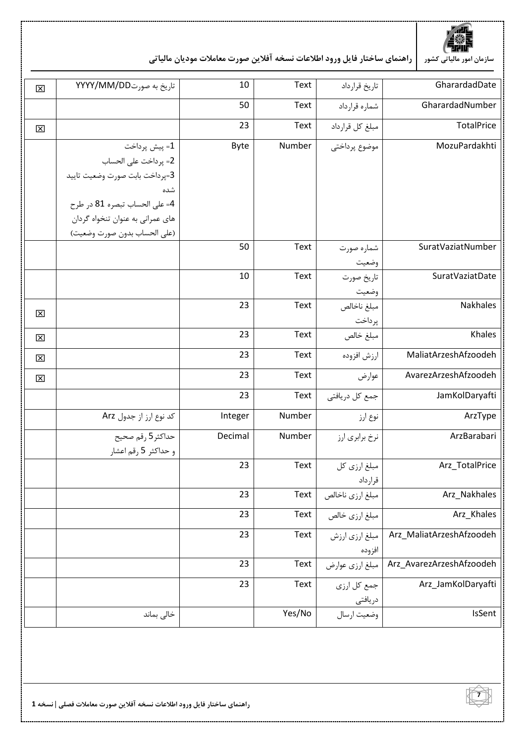| | | | | | |
|---|---|---|---|---|---|
| GharardadDate | تاریخ قرارداد | Text | 10 | تاریخ به صورتYYYY/MM/DD | ☒ |
| GharardadNumber | شماره قرارداد | Text | 50 | | |
| TotalPrice | مبلغ کل قرارداد | Text | 23 | | ☒ |
| MozuPardakhti | موضوع پرداختی | Number | Byte | 1= پیش پرداخت<br>2= پرداخت علی الحساب<br>3=پرداخت بابت صورت وضعیت تایید شده<br>4= علی الحساب تبصره 81 در طرح های عمرانی به عنوان تنخواه گردان (علی الحساب بدون صورت وضعیت) | |
| SuratVaziatNumber | شماره صورت وضعیت | Text | 50 | | |
| SuratVaziatDate | تاریخ صورت وضعیت | Text | 10 | | |
| Nakhales | مبلغ ناخالص پرداخت | Text | 23 | | ☒ |
| Khales | مبلغ خالص | Text | 23 | | ☒ |
| MaliatArzeshAfzoodeh | ارزش افزوده | Text | 23 | | ☒ |
| AvarezArzeshAfzoodeh | عوارض | Text | 23 | | ☒ |
| JamKolDaryafti | جمع کل دریافتی | Text | 23 | | |
| ArzType | نوع ارز | Number | Integer | کد نوع ارز از جدول Arz | |
| ArzBarabari | نرخ برابری ارز | Number | Decimal | حداکثر5 رقم صحیح و حداکثر 5 رقم اعشار | |
| Arz_TotalPrice | مبلغ ارزی کل قرارداد | Text | 23 | | |
| Arz_Nakhales | مبلغ ارزی ناخالص | Text | 23 | | |
| Arz_Khales | مبلغ ارزی خالص | Text | 23 | | |
| Arz_MaliatArzeshAfzoodeh | مبلغ ارزی ارزش افزوده | Text | 23 | | |
| Arz_AvarezArzeshAfzoodeh | مبلغ ارزی عوارض | Text | 23 | | |
| Arz_JamKolDaryafti | جمع کل ارزی دریافتی | Text | 23 | | |
| IsSent | وضعیت ارسال | Yes/No | | خالی بماند | |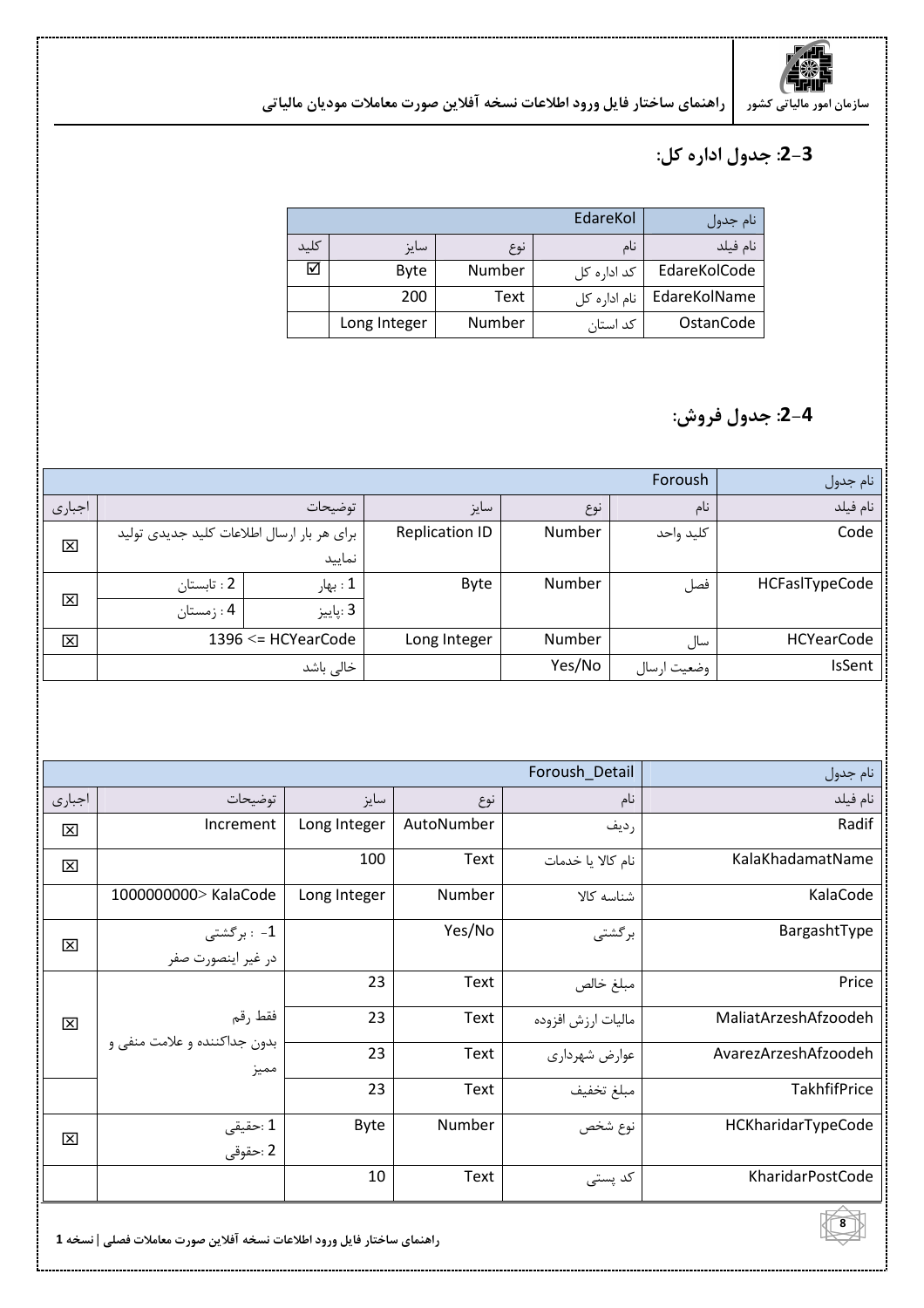## 2-3: جدول اداره کل:

| نام جدول | EdareKol | | | |
|---|---|---|---|---|
| نام فیلد | نام | نوع | سایز | کلید |
| EdareKolCode | کد اداره کل | Number | Byte | ☑ |
| EdareKolName | نام اداره کل | Text | 200 | |
| OstanCode | کد استان | Number | Long Integer | |

## 2-4: جدول فروش:

| نام جدول | Foroush | | | | |
|---|---|---|---|---|---|
| نام فیلد | نام | نوع | سایز | توضیحات | اجباری |
| Code | کلید واحد | Number | Replication ID | برای هر بار ارسال اطلاعات کلید جدیدی تولید نمایید | ☒ |
| HCFaslTypeCode | فصل | Number | Byte | 1 : بهار، 2 : تابستان، 3 :پاییز، 4 : زمستان | ☒ |
| HCYearCode | سال | Number | Long Integer | 1396 <= HCYearCode | ☒ |
| IsSent | وضعیت ارسال | Yes/No | | خالی باشد | |

| نام جدول | Foroush_Detail | | | | |
|---|---|---|---|---|---|
| نام فیلد | نام | نوع | سایز | توضیحات | اجباری |
| Radif | ردیف | AutoNumber | Long Integer | Increment | ☒ |
| KalaKhadamatName | نام کالا یا خدمات | Text | 100 | | ☒ |
| KalaCode | شناسه کالا | Number | Long Integer | 1000000000> KalaCode | |
| BargashtType | برگشتی | Yes/No | | -1 : برگشتی<br>در غیر اینصورت صفر | ☒ |
| Price | مبلغ خالص | Text | 23 | فقط رقم<br>بدون جداکننده و علامت منفی و ممیز | ☒ |
| MaliatArzeshAfzoodeh | مالیات ارزش افزوده | Text | 23 | | ☒ |
| AvarezArzeshAfzoodeh | عوارض شهرداری | Text | 23 | | ☒ |
| TakhfifPrice | مبلغ تخفیف | Text | 23 | | |
| HCKharidarTypeCode | نوع شخص | Number | Byte | 1 :حقیقی<br>2 :حقوقی | ☒ |
| KharidarPostCode | کد پستی | Text | 10 | | |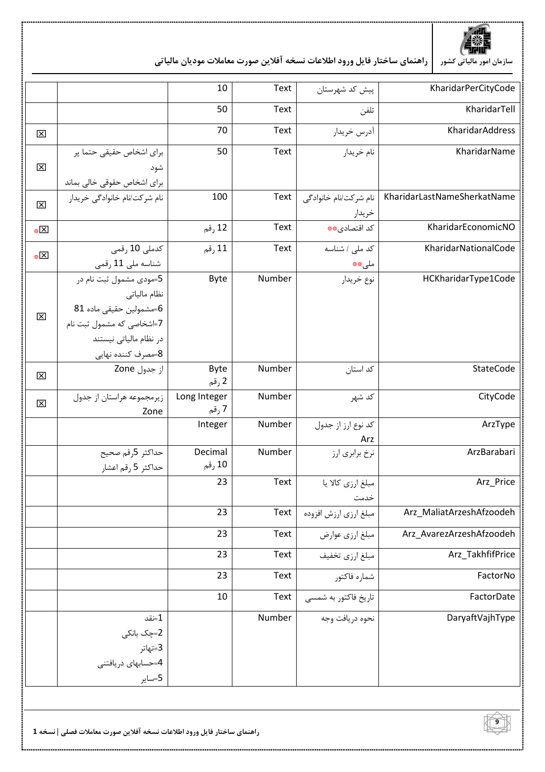| | | | | | |
|---|---|---|---|---|---|
| KharidarPerCityCode | پیش کد شهرستان | Text | 10 | | |
| KharidarTell | تلفن | Text | 50 | | |
| KharidarAddress | آدرس خریدار | Text | 70 | | ☒ |
| KharidarName | نام خریدار | Text | 50 | برای اشخاص حقیقی حتما پر شود<br>برای اشخاص حقوقی خالی بماند | ☒ |
| KharidarLastNameSherkatName | نام شرکت/نام خانوادگی خریدار | Text | 100 | نام شرکت/نام خانوادگی خریدار | ☒ |
| KharidarEconomicNO | کد اقتصادی** | Text | 12 رقم | | ☒* |
| KharidarNationalCode | کد ملی / شناسه ملی** | Text | 11 رقم | کدملی 10 رقمی<br>شناسه ملی 11 رقمی | ☒* |
| HCKharidarType1Code | نوع خریدار | Number | Byte | 5=مودی مشمول ثبت نام در نظام مالیاتی<br>6=مشمولین حقیقی ماده 81<br>7=اشخاصی که مشمول ثبت نام در نظام مالیاتی نیستند<br>8=مصرف کننده نهایی | ☒ |
| StateCode | کد استان | Number | Byte<br>2 رقم | از جدول Zone | ☒ |
| CityCode | کد شهر | Number | Long Integer<br>7 رقم | زیرمجموعه هراستان از جدول Zone | ☒ |
| ArzType | کد نوع ارز از جدول Arz | Number | Integer | | |
| ArzBarabari | نرخ برابری ارز | Number | Decimal<br>10 رقم | حداکثر 5رقم صحیح<br>حداکثر 5 رقم اعشار | |
| Arz_Price | مبلغ ارزی کالا یا خدمت | Text | 23 | | |
| Arz_MaliatArzeshAfzoodeh | مبلغ ارزی ارزش افزوده | Text | 23 | | |
| Arz_AvarezArzeshAfzoodeh | مبلغ ارزی عوارض | Text | 23 | | |
| Arz_TakhfifPrice | مبلغ ارزی تخفیف | Text | 23 | | |
| FactorNo | شماره فاکتور | Text | 23 | | |
| FactorDate | تاریخ فاکتور به شمسی | Text | 10 | | |
| DaryaftVajhType | نحوه دریافت وجه | Number | | 1=نقد<br>2=چک بانکی<br>3=تهاتر<br>4=حسابهای دریافتنی<br>5=سایر | |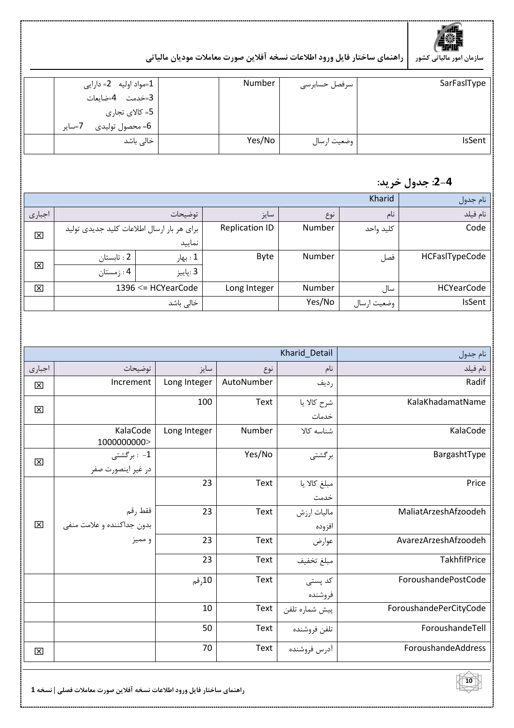| | | | | | |
|---|---|---|---|---|---|
| SarFaslType | سرفصل حسابرسی | Number | | 1=مواد اولیه 2= دارایی 3=خدمت 4=ضایعات 5= کالای تجاری 6= محصول تولیدی 7=سایر | |
| IsSent | وضعیت ارسال | Yes/No | | خالی باشد | |

### 2-4: جدول خرید:

| نام جدول | Kharid | | | | | |
|---|---|---|---|---|---|---|
| نام فیلد | نام | نوع | سایز | توضیحات | | اجباری |
| Code | کلید واحد | Number | Replication ID | برای هر بار ارسال اطلاعات کلید جدیدی تولید نمایید | | ☒ |
| HCFaslTypeCode | فصل | Number | Byte | 1 : بهار | 2 : تابستان | ☒ |
| | | | | 3 :پاییز | 4 : زمستان | |
| HCYearCode | سال | Number | Long Integer | 1396 <= HCYearCode | | ☒ |
| IsSent | وضعیت ارسال | Yes/No | | خالی باشد | | |

| نام جدول | Kharid_Detail | | | | |
|---|---|---|---|---|---|
| نام فیلد | نام | نوع | سایز | توضیحات | اجباری |
| Radif | ردیف | AutoNumber | Long Integer | Increment | ☒ |
| KalaKhadamatName | شرح کالا یا خدمات | Text | 100 | | ☒ |
| KalaCode | شناسه کالا | Number | Long Integer | KalaCode 1000000000> | |
| BargashtType | برگشتی | Yes/No | | -1 : برگشتی در غیر اینصورت صفر | ☒ |
| Price | مبلغ کالا یا خدمت | Text | 23 | فقط رقم بدون جداکننده و علامت منفی و ممیز | ☒ |
| MaliatArzeshAfzoodeh | مالیات ارزش افزوده | Text | 23 | | |
| AvarezArzeshAfzoodeh | عوارض | Text | 23 | | |
| TakhfifPrice | مبلغ تخفیف | Text | 23 | | |
| ForoushandePostCode | کد پستی فروشنده | Text | 10رقم | | |
| ForoushandePerCityCode | پیش شماره تلفن | Text | 10 | | |
| ForoushandeTell | تلفن فروشنده | Text | 50 | | |
| ForoushandeAddress | آدرس فروشنده | Text | 70 | | ☒ |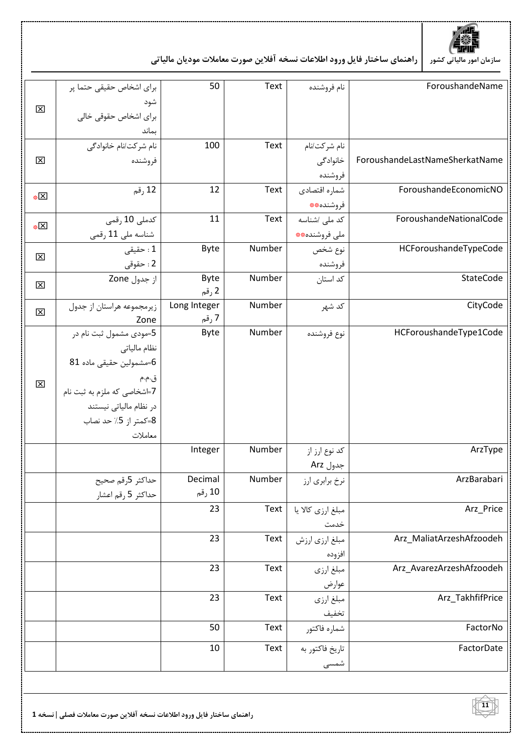| | | | | | |
|---|---|---|---|---|---|
| ForoushandeName | نام فروشنده | Text | 50 | برای اشخاص حقیقی حتما پر شود برای اشخاص حقوقی خالی بماند | ☒ |
| ForoushandeLastNameSherkatName | نام شرکت/نام خانوادگی فروشنده | Text | 100 | نام شرکت/نام خانوادگی فروشنده | ☒ |
| ForoushandeEconomicNO | شماره اقتصادی فروشنده** | Text | 12 | 12 رقم | ☒* |
| ForoushandeNationalCode | کد ملی /شناسه ملی فروشنده** | Text | 11 | کدملی 10 رقمی شناسه ملی 11 رقمی | ☒* |
| HCForoushandeTypeCode | نوع شخص فروشنده | Number | Byte | 1 : حقیقی 2 : حقوقی | ☒ |
| StateCode | کد استان | Number | Byte 2 رقم | از جدول Zone | ☒ |
| CityCode | کد شهر | Number | Long Integer 7 رقم | زیرمجموعه هراستان از جدول Zone | ☒ |
| HCForoushandeType1Code | نوع فروشنده | Number | Byte | 5=مودی مشمول ثبت نام در نظام مالیاتی 6=مشمولین حقیقی ماده 81 ق.م.م 7=اشخاصی که ملزم به ثبت نام در نظام مالیاتی نیستند 8=کمتر از 5٪ حد نصاب معاملات | ☒ |
| ArzType | کد نوع ارز از جدول Arz | Number | Integer | | |
| ArzBarabari | نرخ برابری ارز | Number | Decimal 10 رقم | حداکثر 5رقم صحیح حداکثر 5 رقم اعشار | |
| Arz_Price | مبلغ ارزی کالا یا خدمت | Text | 23 | | |
| Arz_MaliatArzeshAfzoodeh | مبلغ ارزی ارزش افزوده | Text | 23 | | |
| Arz_AvarezArzeshAfzoodeh | مبلغ ارزی عوارض | Text | 23 | | |
| Arz_TakhfifPrice | مبلغ ارزی تخفیف | Text | 23 | | |
| FactorNo | شماره فاکتور | Text | 50 | | |
| FactorDate | تاریخ فاکتور به شمسی | Text | 10 | | |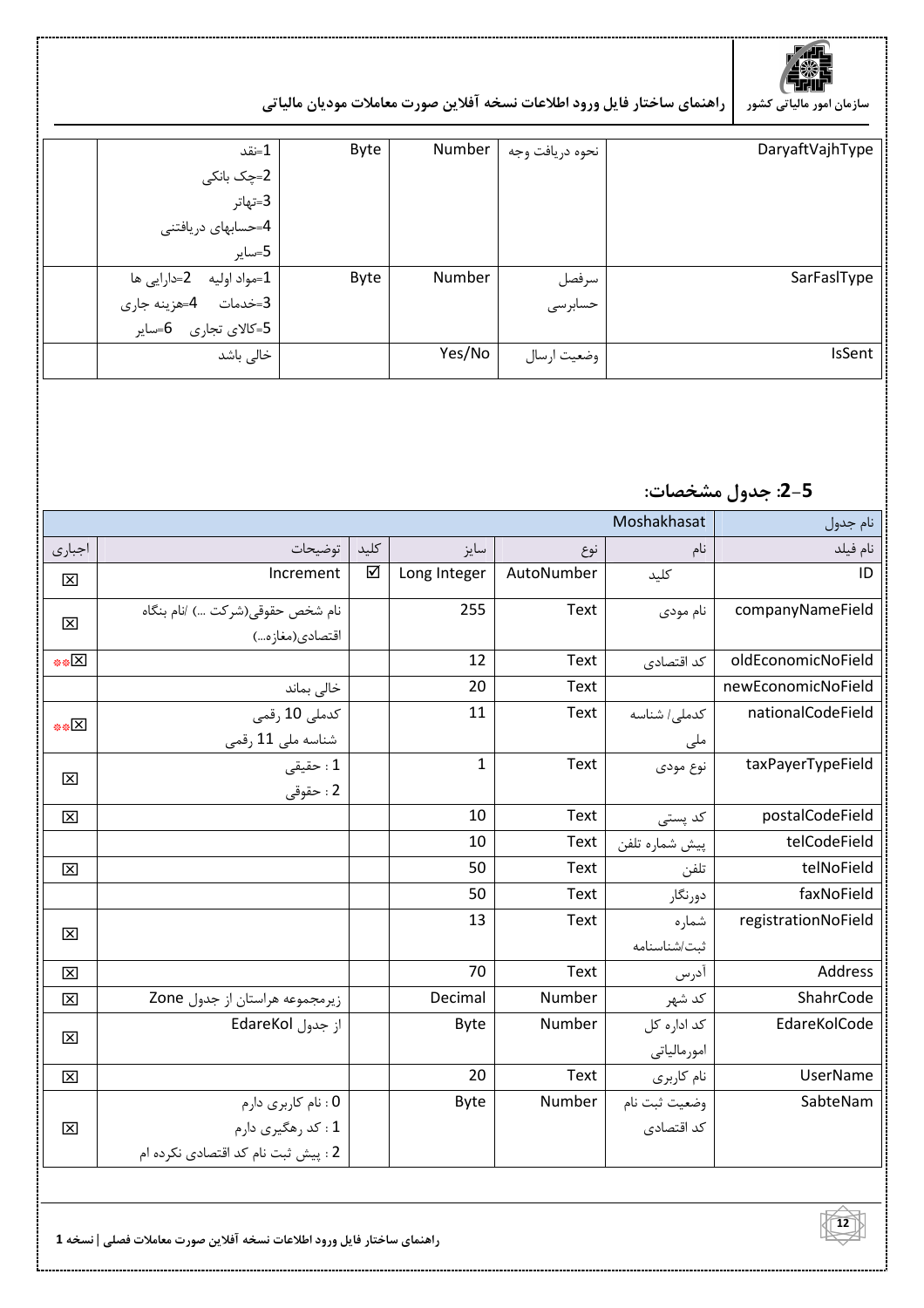| | | | | |
|---|---|---|---|---|
| DaryaftVajhType | نحوه دریافت وجه | Number | Byte | 1=نقد<br>2=چک بانکی<br>3=تهاتر<br>4=حسابهای دریافتنی<br>5=سایر | |
| SarFaslType | سرفصل حسابرسی | Number | Byte | 1=مواد اولیه 2=دارایی ها<br>3=خدمات 4=هزینه جاری<br>5=کالای تجاری 6=سایر | |
| IsSent | وضعیت ارسال | Yes/No | | خالی باشد | |

## 5-2: جدول مشخصات:

| نام جدول | Moshakhasat | | | | | |
|---|---|---|---|---|---|---|
| نام فیلد | نام | نوع | سایز | کلید | توضیحات | اجباری |
| ID | کلید | AutoNumber | Long Integer | ☑ | Increment | ☒ |
| companyNameField | نام مودی | Text | 255 | | نام شخص حقوقی(شرکت ...) /نام بنگاه اقتصادی(مغازه...) | ☒ |
| oldEconomicNoField | کد اقتصادی | Text | 12 | | | ☒** |
| newEconomicNoField | | Text | 20 | | خالی بماند | |
| nationalCodeField | کدملی/ شناسه ملی | Text | 11 | | کدملی 10 رقمی<br>شناسه ملی 11 رقمی | ☒** |
| taxPayerTypeField | نوع مودی | Text | 1 | | 1 : حقیقی<br>2 : حقوقی | ☒ |
| postalCodeField | کد پستی | Text | 10 | | | ☒ |
| telCodeField | پیش شماره تلفن | Text | 10 | | | |
| telNoField | تلفن | Text | 50 | | | ☒ |
| faxNoField | دورنگار | Text | 50 | | | |
| registrationNoField | شماره ثبت/شناسنامه | Text | 13 | | | ☒ |
| Address | آدرس | Text | 70 | | | ☒ |
| ShahrCode | کد شهر | Number | Decimal | | زیرمجموعه هراستان از جدول Zone | ☒ |
| EdareKolCode | کد اداره کل امورمالیاتی | Number | Byte | | از جدول EdareKol | ☒ |
| UserName | نام کاربری | Text | 20 | | | ☒ |
| SabteNam | وضعیت ثبت نام کد اقتصادی | Number | Byte | | 0 : نام کاربری دارم<br>1 : کد رهگیری دارم<br>2 : پیش ثبت نام کد اقتصادی نکرده ام | ☒ |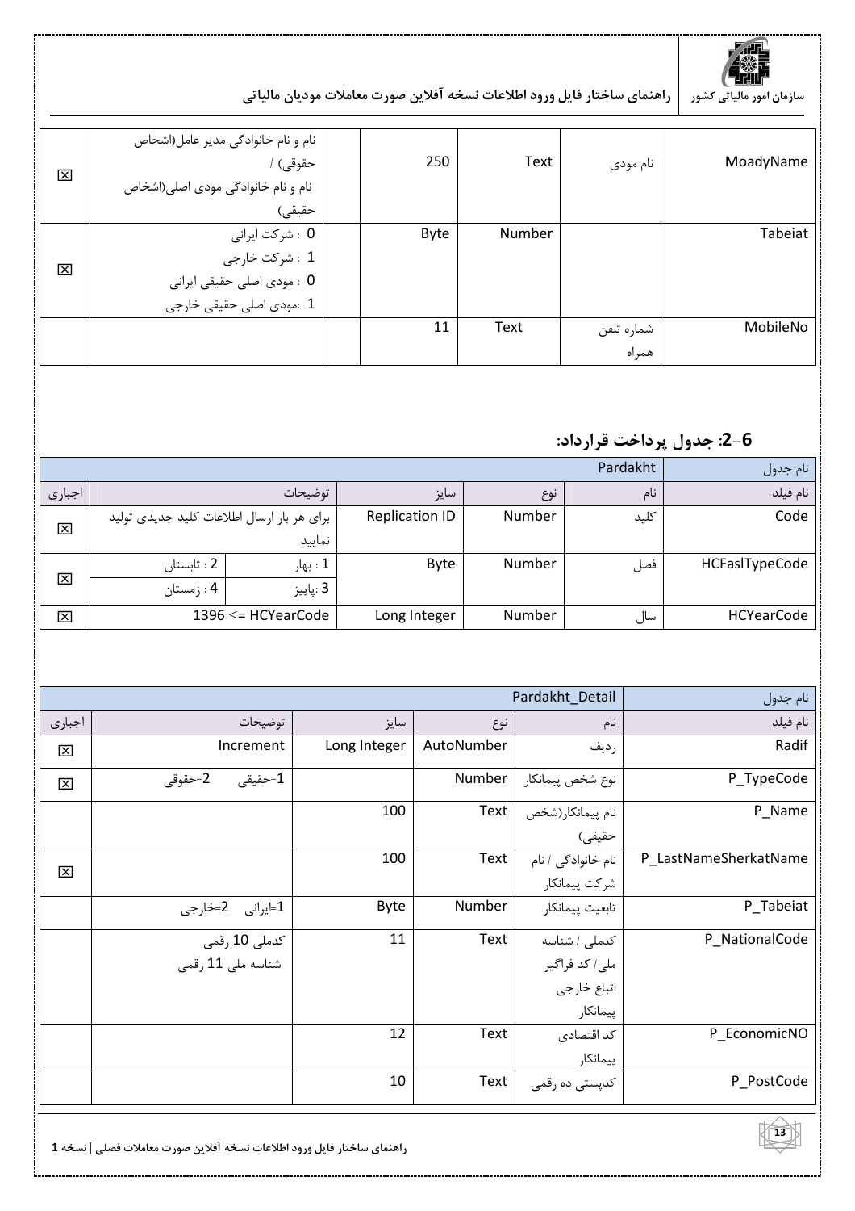| | | | | | |
|---|---|---|---|---|---|
| MoadyName | نام مودی | Text | 250 | | نام و نام خانوادگی مدیر عامل(اشخاص حقوقی) / نام و نام خانوادگی مودی اصلی(اشخاص حقیقی) | ☒ |
| Tabeiat | | Number | Byte | | 0 : شرکت ایرانی<br>1 : شرکت خارجی<br>0 : مودی اصلی حقیقی ایرانی<br>1 :مودی اصلی حقیقی خارجی | ☒ |
| MobileNo | شماره تلفن همراه | Text | 11 | | | |

## 2-6: جدول پرداخت قرارداد:

| نام جدول | Pardakht | | | | |
|---|---|---|---|---|---|
| نام فیلد | نام | نوع | سایز | توضیحات | اجباری |
| Code | کلید | Number | Replication ID | برای هر بار ارسال اطلاعات کلید جدیدی تولید نمایید | ☒ |
| HCFaslTypeCode | فصل | Number | Byte | 1 : بهار &nbsp; 2 : تابستان<br>3 :پاییز &nbsp; 4 : زمستان | ☒ |
| HCYearCode | سال | Number | Long Integer | 1396 <= HCYearCode | ☒ |

| نام جدول | Pardakht_Detail | | | | |
|---|---|---|---|---|---|
| نام فیلد | نام | نوع | سایز | توضیحات | اجباری |
| Radif | ردیف | AutoNumber | Long Integer | Increment | ☒ |
| P_TypeCode | نوع شخص پیمانکار | Number | | 1=حقیقی &nbsp; 2=حقوقی | ☒ |
| P_Name | نام پیمانکار(شخص حقیقی) | Text | 100 | | |
| P_LastNameSherkatName | نام خانوادگی / نام شرکت پیمانکار | Text | 100 | | ☒ |
| P_Tabeiat | تابعیت پیمانکار | Number | Byte | 1=ایرانی &nbsp; 2=خارجی | |
| P_NationalCode | کدملی / شناسه ملی/ کد فراگیر اتباع خارجی پیمانکار | Text | 11 | کدملی 10 رقمی<br>شناسه ملی 11 رقمی | |
| P_EconomicNO | کد اقتصادی پیمانکار | Text | 12 | | |
| P_PostCode | کدپستی ده رقمی | Text | 10 | | |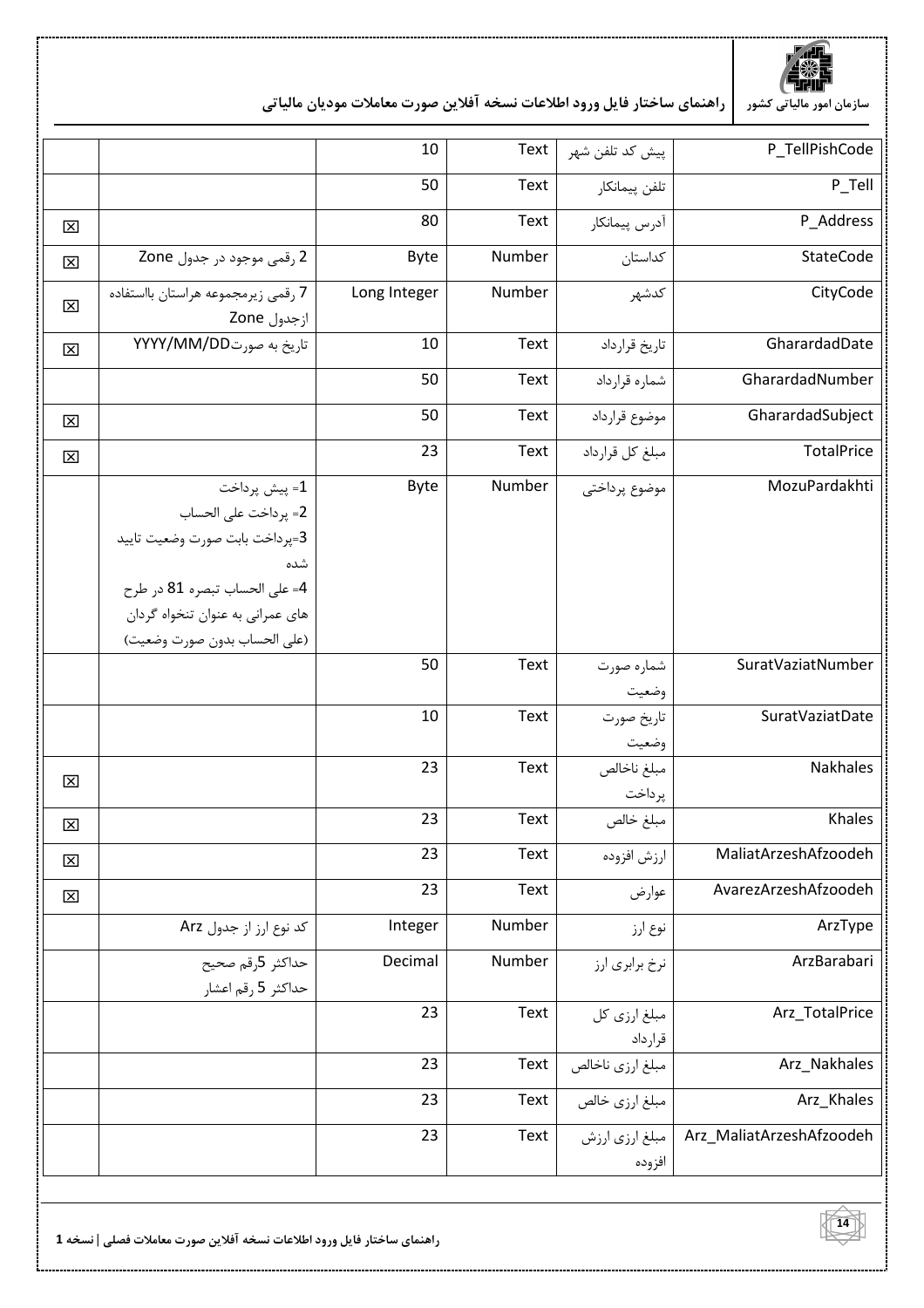| | | | | | |
|---|---|---|---|---|---|
| P_TellPishCode | پیش کد تلفن شهر | Text | 10 | | |
| P_Tell | تلفن پیمانکار | Text | 50 | | |
| P_Address | آدرس پیمانکار | Text | 80 | | ☒ |
| StateCode | کداستان | Number | Byte | 2 رقمی موجود در جدول Zone | ☒ |
| CityCode | کدشهر | Number | Long Integer | 7 رقمی زیرمجموعه هراستان بااستفاده ازجدول Zone | ☒ |
| GharardadDate | تاریخ قرارداد | Text | 10 | تاریخ به صورتYYYY/MM/DD | ☒ |
| GharardadNumber | شماره قرارداد | Text | 50 | | |
| GharardadSubject | موضوع قرارداد | Text | 50 | | ☒ |
| TotalPrice | مبلغ کل قرارداد | Text | 23 | | ☒ |
| MozuPardakhti | موضوع پرداختی | Number | Byte | 1= پیش پرداخت<br>2= پرداخت علی الحساب<br>3=پرداخت بابت صورت وضعیت تایید شده<br>4= علی الحساب تبصره 81 در طرح های عمرانی به عنوان تنخواه گردان (علی الحساب بدون صورت وضعیت) | |
| SuratVaziatNumber | شماره صورت وضعیت | Text | 50 | | |
| SuratVaziatDate | تاریخ صورت وضعیت | Text | 10 | | |
| Nakhales | مبلغ ناخالص پرداخت | Text | 23 | | ☒ |
| Khales | مبلغ خالص | Text | 23 | | ☒ |
| MaliatArzeshAfzoodeh | ارزش افزوده | Text | 23 | | ☒ |
| AvarezArzeshAfzoodeh | عوارض | Text | 23 | | ☒ |
| ArzType | نوع ارز | Number | Integer | کد نوع ارز از جدول Arz | |
| ArzBarabari | نرخ برابری ارز | Number | Decimal | حداکثر 5رقم صحیح<br>حداکثر 5 رقم اعشار | |
| Arz_TotalPrice | مبلغ ارزی کل قرارداد | Text | 23 | | |
| Arz_Nakhales | مبلغ ارزی ناخالص | Text | 23 | | |
| Arz_Khales | مبلغ ارزی خالص | Text | 23 | | |
| Arz_MaliatArzeshAfzoodeh | مبلغ ارزی ارزش افزوده | Text | 23 | | |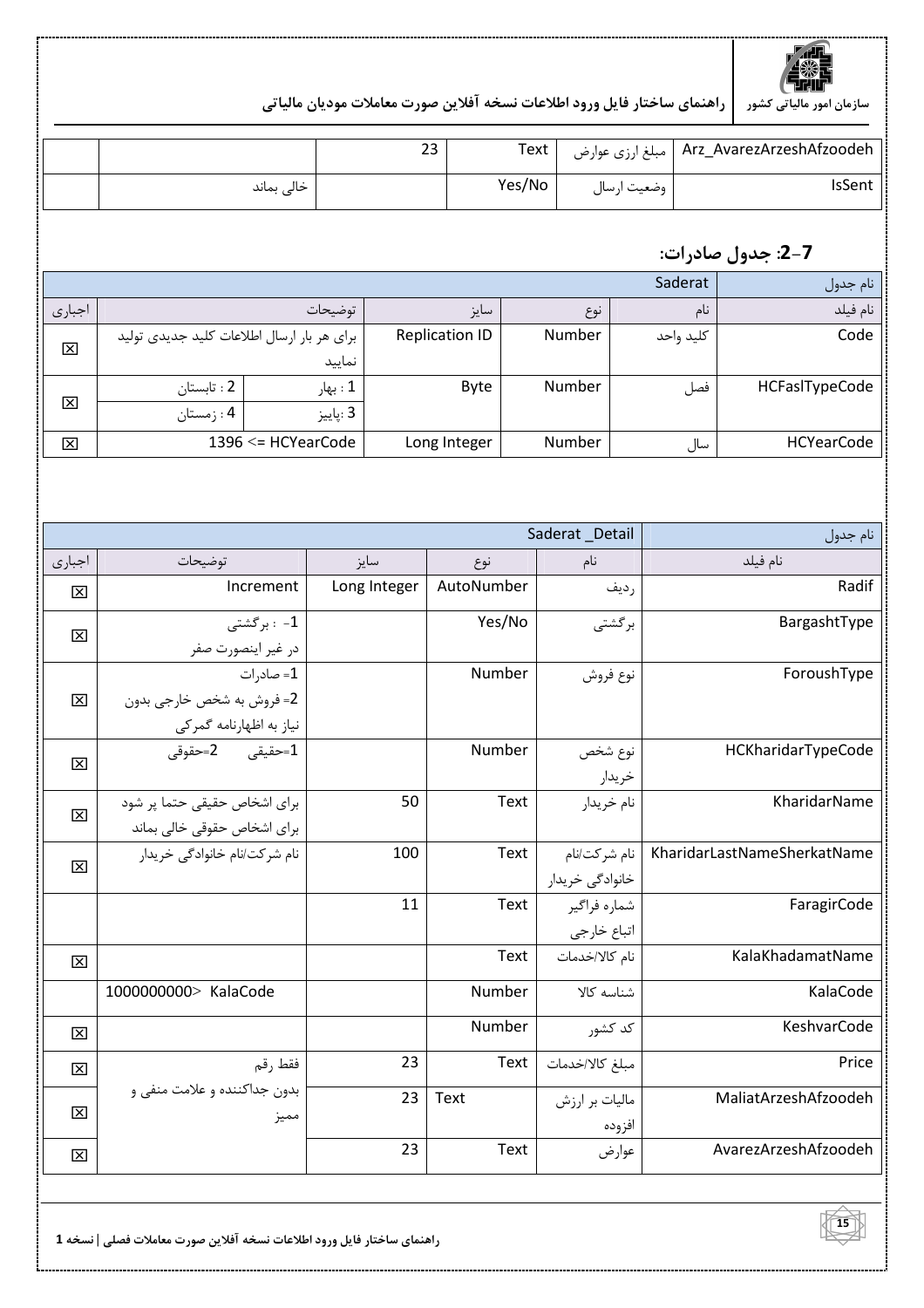| | | | | | |
|---|---|---|---|---|---|
| Arz_AvarezArzeshAfzoodeh | مبلغ ارزی عوارض | Text | 23 | | |
| IsSent | وضعیت ارسال | Yes/No | | خالی بماند | |

### 7-2: جدول صادرات:

| نام جدول | Saderat | | | | |
|---|---|---|---|---|---|
| نام فیلد | نام | نوع | سایز | توضیحات | اجباری |
| Code | کلید واحد | Number | Replication ID | برای هر بار ارسال اطلاعات کلید جدیدی تولید نمایید | ☒ |
| HCFaslTypeCode | فصل | Number | Byte | 1 : بهار 2 : تابستان 3 :پاییز 4 : زمستان | ☒ |
| HCYearCode | سال | Number | Long Integer | 1396 <= HCYearCode | ☒ |

| نام جدول | Saderat _Detail | | | | |
|---|---|---|---|---|---|
| نام فیلد | نام | نوع | سایز | توضیحات | اجباری |
| Radif | ردیف | AutoNumber | Long Integer | Increment | ☒ |
| BargashtType | برگشتی | Yes/No | | -1 : برگشتی در غیر اینصورت صفر | ☒ |
| ForoushType | نوع فروش | Number | | 1= صادرات 2= فروش به شخص خارجی بدون نیاز به اظهارنامه گمرکی | ☒ |
| HCKharidarTypeCode | نوع شخص خریدار | Number | | 1=حقیقی 2=حقوقی | ☒ |
| KharidarName | نام خریدار | Text | 50 | برای اشخاص حقیقی حتما پر شود برای اشخاص حقوقی خالی بماند | ☒ |
| KharidarLastNameSherkatName | نام شرکت/نام خانوادگی خریدار | Text | 100 | نام شرکت/نام خانوادگی خریدار | ☒ |
| FaragirCode | شماره فراگیر اتباع خارجی | Text | 11 | | |
| KalaKhadamatName | نام کالا/خدمات | Text | | | ☒ |
| KalaCode | شناسه کالا | Number | | 1000000000> KalaCode | |
| KeshvarCode | کد کشور | Number | | | ☒ |
| Price | مبلغ کالا/خدمات | Text | 23 | فقط رقم بدون جداکننده و علامت منفی و ممیز | ☒ |
| MaliatArzeshAfzoodeh | مالیات بر ارزش افزوده | Text | 23 | | ☒ |
| AvarezArzeshAfzoodeh | عوارض | Text | 23 | | ☒ |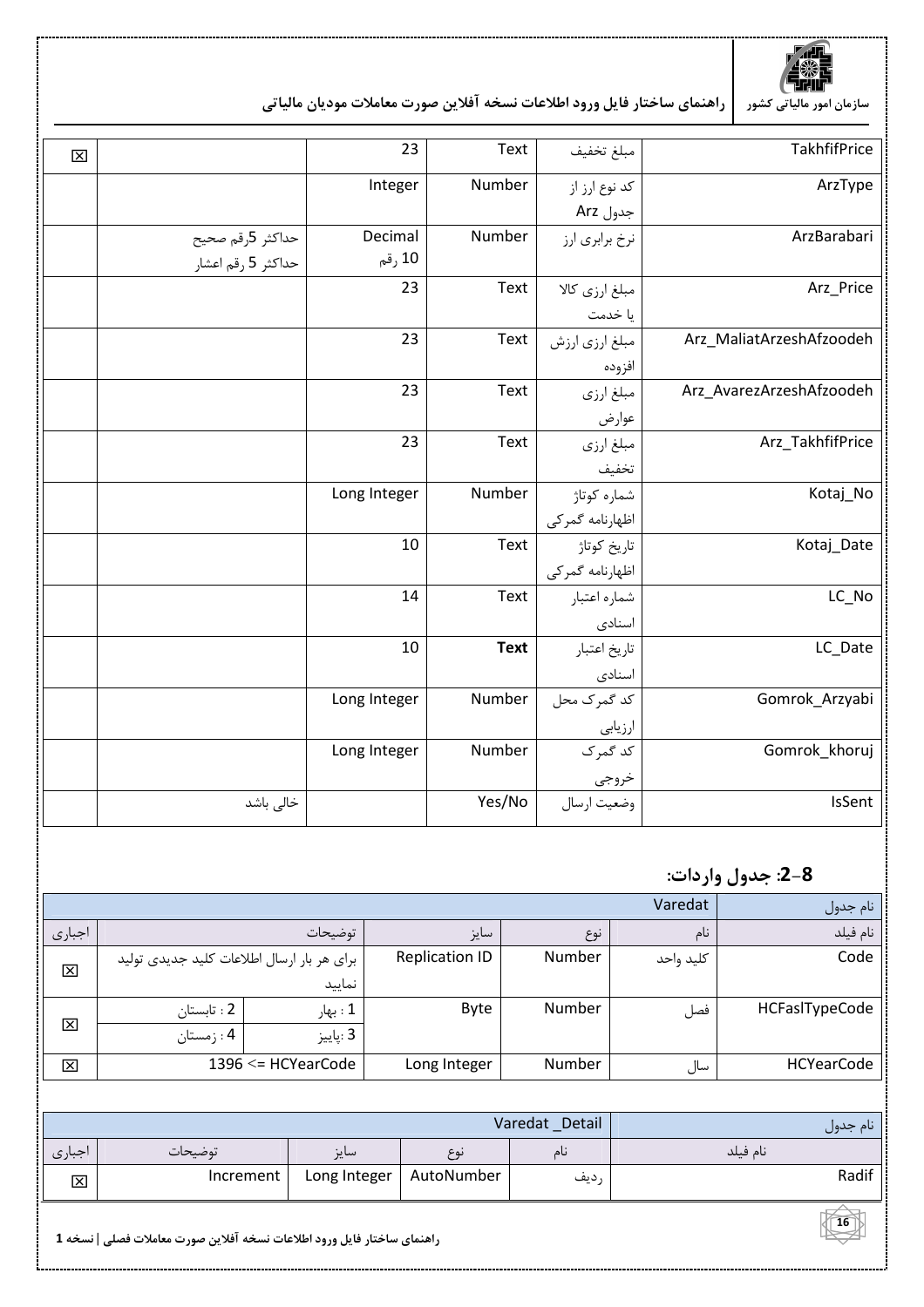| | | | | | |
|---|---|---|---|---|---|
| TakhfifPrice | مبلغ تخفیف | Text | 23 | | ☒ |
| ArzType | کد نوع ارز از جدول Arz | Number | Integer | | |
| ArzBarabari | نرخ برابری ارز | Number | Decimal 10 رقم | حداکثر 5رقم صحیح حداکثر 5 رقم اعشار | |
| Arz_Price | مبلغ ارزی کالا یا خدمت | Text | 23 | | |
| Arz_MaliatArzeshAfzoodeh | مبلغ ارزی ارزش افزوده | Text | 23 | | |
| Arz_AvarezArzeshAfzoodeh | مبلغ ارزی عوارض | Text | 23 | | |
| Arz_TakhfifPrice | مبلغ ارزی تخفیف | Text | 23 | | |
| Kotaj_No | شماره کوتاژ اظهارنامه گمرکی | Number | Long Integer | | |
| Kotaj_Date | تاریخ کوتاژ اظهارنامه گمرکی | Text | 10 | | |
| LC_No | شماره اعتبار اسنادی | Text | 14 | | |
| LC_Date | تاریخ اعتبار اسنادی | **Text** | 10 | | |
| Gomrok_Arzyabi | کد گمرک محل ارزیابی | Number | Long Integer | | |
| Gomrok_khoruj | کد گمرک خروجی | Number | Long Integer | | |
| IsSent | وضعیت ارسال | Yes/No | | خالی باشد | |

## 2-8: جدول واردات:

| نام جدول | Varedat | | | | |
|---|---|---|---|---|---|
| نام فیلد | نام | نوع | سایز | توضیحات | اجباری |
| Code | کلید واحد | Number | Replication ID | برای هر بار ارسال اطلاعات کلید جدیدی تولید نمایید | ☒ |
| HCFaslTypeCode | فصل | Number | Byte | 1 : بهار — 2 : تابستان — 3 :پاییز — 4 : زمستان | ☒ |
| HCYearCode | سال | Number | Long Integer | 1396 <= HCYearCode | ☒ |

| نام جدول | Varedat _Detail | | | | |
|---|---|---|---|---|---|
| نام فیلد | نام | نوع | سایز | توضیحات | اجباری |
| Radif | ردیف | AutoNumber | Long Integer | Increment | ☒ |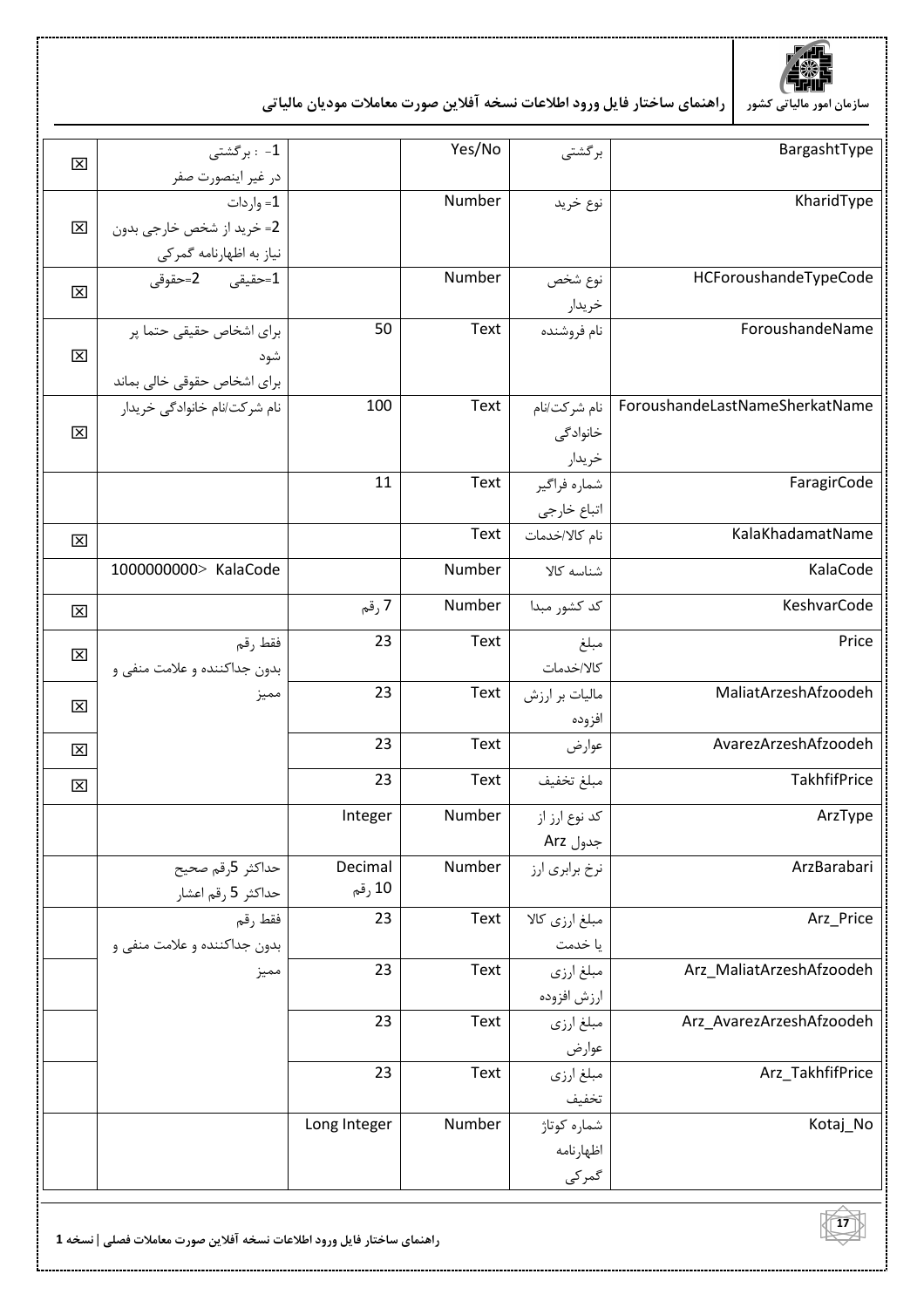| | | | | | |
|---|---|---|---|---|---|
| BargashtType | برگشتی | Yes/No | | 1- : برگشتی در غیر اینصورت صفر | ☒ |
| KharidType | نوع خرید | Number | | 1= واردات 2= خرید از شخص خارجی بدون نیاز به اظهارنامه گمرکی | ☒ |
| HCForoushandeTypeCode | نوع شخص خریدار | Number | | 1=حقیقی 2=حقوقی | ☒ |
| ForoushandeName | نام فروشنده | Text | 50 | برای اشخاص حقیقی حتما پر شود برای اشخاص حقوقی خالی بماند | ☒ |
| ForoushandeLastNameSherkatName | نام شرکت/نام خانوادگی خریدار | Text | 100 | نام شرکت/نام خانوادگی خریدار | ☒ |
| FaragirCode | شماره فراگیر اتباع خارجی | Text | 11 | | |
| KalaKhadamatName | نام کالا/خدمات | Text | | | ☒ |
| KalaCode | شناسه کالا | Number | | 1000000000> KalaCode | |
| KeshvarCode | کد کشور مبدا | Number | 7 رقم | | ☒ |
| Price | مبلغ کالا/خدمات | Text | 23 | فقط رقم بدون جداکننده و علامت منفی و ممیز | ☒ |
| MaliatArzeshAfzoodeh | مالیات بر ارزش افزوده | Text | 23 | | ☒ |
| AvarezArzeshAfzoodeh | عوارض | Text | 23 | | ☒ |
| TakhfifPrice | مبلغ تخفیف | Text | 23 | | ☒ |
| ArzType | کد نوع ارز از جدول Arz | Number | Integer | | |
| ArzBarabari | نرخ برابری ارز | Number | Decimal 10 رقم | حداکثر 5رقم صحیح حداکثر 5 رقم اعشار | |
| Arz_Price | مبلغ ارزی کالا یا خدمت | Text | 23 | فقط رقم بدون جداکننده و علامت منفی و ممیز | |
| Arz_MaliatArzeshAfzoodeh | مبلغ ارزی ارزش افزوده | Text | 23 | | |
| Arz_AvarezArzeshAfzoodeh | مبلغ ارزی عوارض | Text | 23 | | |
| Arz_TakhfifPrice | مبلغ ارزی تخفیف | Text | 23 | | |
| Kotaj_No | شماره کوتاژ اظهارنامه گمرکی | Number | Long Integer | | |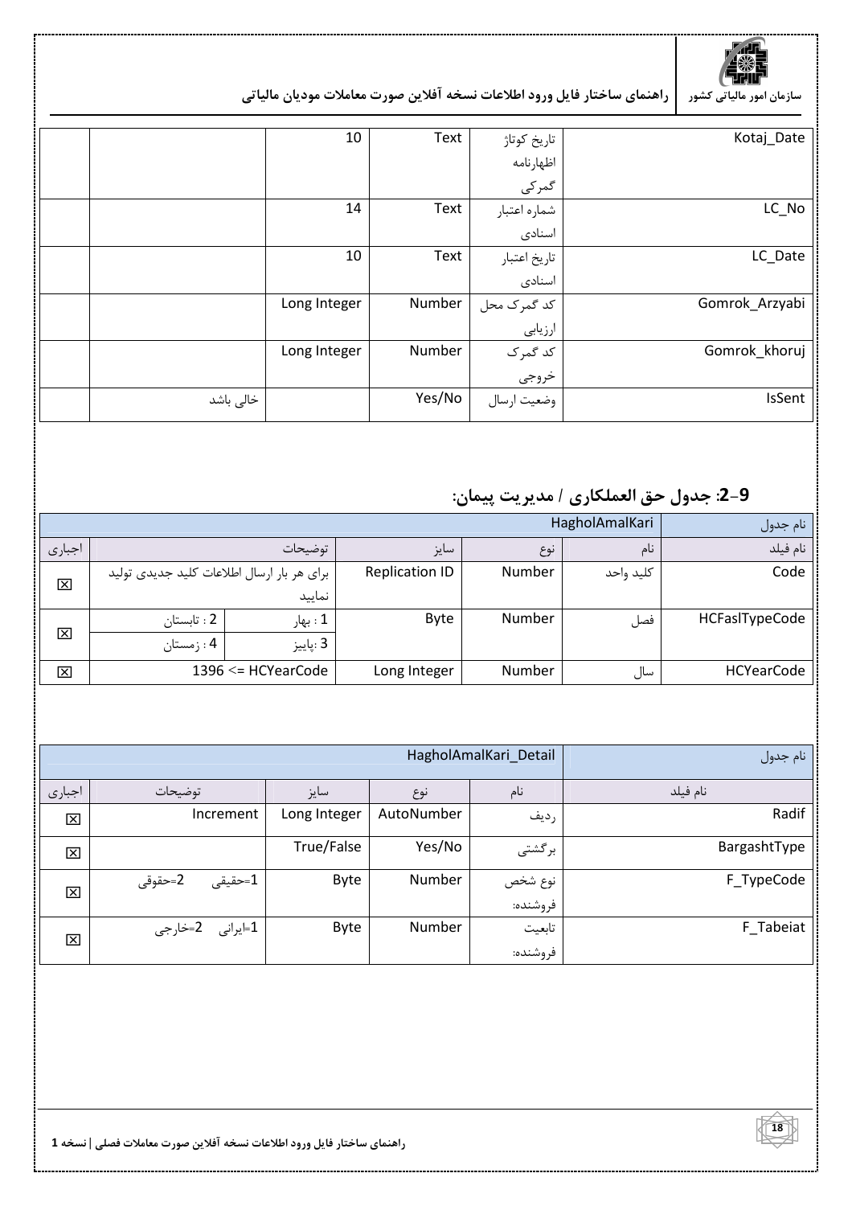| | | | | | |
|---|---|---|---|---|---|
| Kotaj_Date | تاریخ کوتاژ اظهارنامه گمرکی | Text | 10 | | |
| LC_No | شماره اعتبار اسنادی | Text | 14 | | |
| LC_Date | تاریخ اعتبار اسنادی | Text | 10 | | |
| Gomrok_Arzyabi | کد گمرک محل ارزیابی | Number | Long Integer | | |
| Gomrok_khoruj | کد گمرک خروجی | Number | Long Integer | | |
| IsSent | وضعیت ارسال | Yes/No | | خالی باشد | |

## 2-9: جدول حق العملکاری / مدیریت پیمان:

| نام جدول | HagholAmalKari | | | | | |
|---|---|---|---|---|---|---|
| نام فیلد | نام | نوع | سایز | توضیحات | | اجباری |
| Code | کلید واحد | Number | Replication ID | برای هر بار ارسال اطلاعات کلید جدیدی تولید نمایید | | ☒ |
| HCFaslTypeCode | فصل | Number | Byte | 1 : بهار | 2 : تابستان | ☒ |
| | | | | 3 :پاییز | 4 : زمستان | |
| HCYearCode | سال | Number | Long Integer | 1396 <= HCYearCode | | ☒ |

| نام جدول | HagholAmalKari_Detail | | | | |
|---|---|---|---|---|---|
| نام فیلد | نام | نوع | سایز | توضیحات | اجباری |
| Radif | ردیف | AutoNumber | Long Integer | Increment | ☒ |
| BargashtType | برگشتی | Yes/No | True/False | | ☒ |
| F_TypeCode | نوع شخص فروشنده: | Number | Byte | 1=حقیقی 2=حقوقی | ☒ |
| F_Tabeiat | تابعیت فروشنده: | Number | Byte | 1=ایرانی 2=خارجی | ☒ |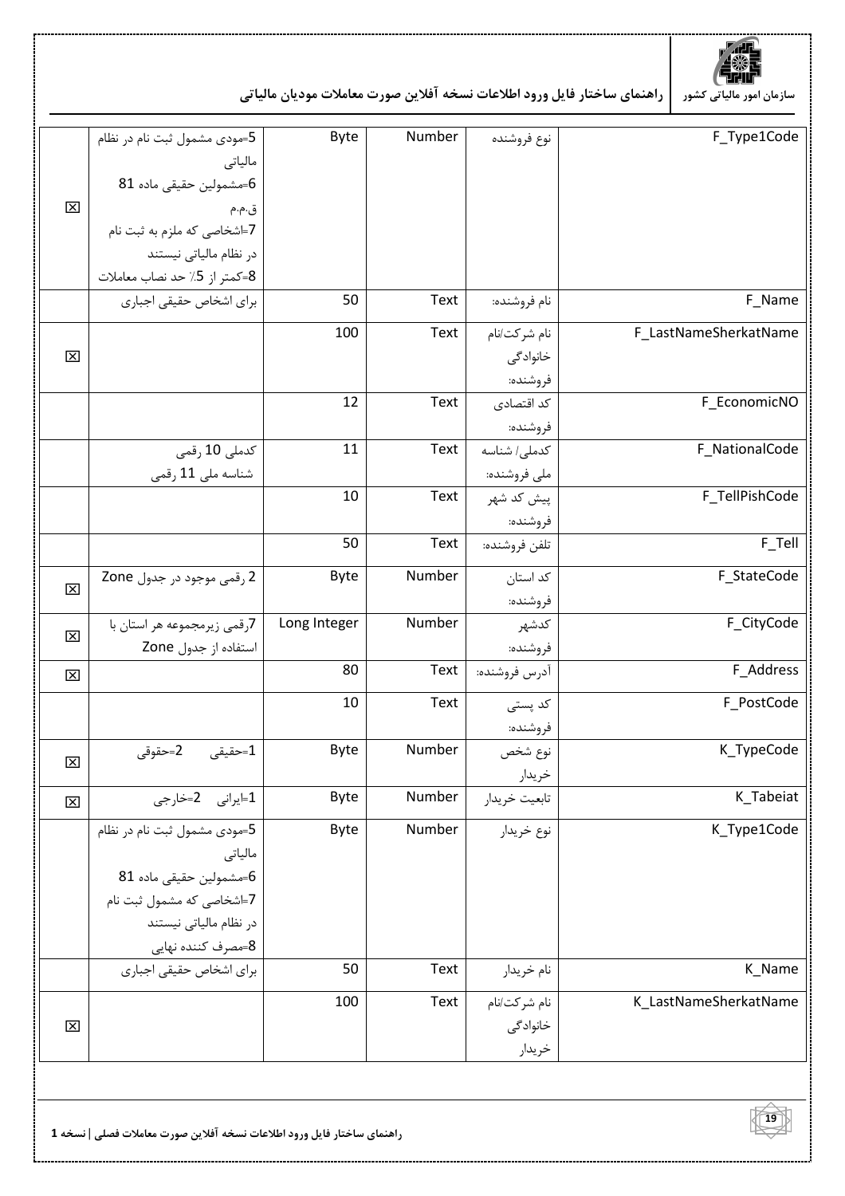| | | | | | |
|---|---|---|---|---|---|
| F_Type1Code | نوع فروشنده | Number | Byte | 5=مودی مشمول ثبت نام در نظام مالیاتی<br>6=مشمولین حقیقی ماده 81 ق.م.م<br>7=اشخاصی که ملزم به ثبت نام در نظام مالیاتی نیستند<br>8=کمتر از 5٪ حد نصاب معاملات | ☒ |
| F_Name | نام فروشنده: | Text | 50 | برای اشخاص حقیقی اجباری | |
| F_LastNameSherkatName | نام شرکت/نام خانوادگی فروشنده: | Text | 100 | | ☒ |
| F_EconomicNO | کد اقتصادی فروشنده: | Text | 12 | | |
| F_NationalCode | کدملی/ شناسه ملی فروشنده: | Text | 11 | کدملی 10 رقمی<br>شناسه ملی 11 رقمی | |
| F_TellPishCode | پیش کد شهر فروشنده: | Text | 10 | | |
| F_Tell | تلفن فروشنده: | Text | 50 | | |
| F_StateCode | کد استان فروشنده: | Number | Byte | 2 رقمی موجود در جدول Zone | ☒ |
| F_CityCode | کدشهر فروشنده: | Number | Long Integer | 7رقمی زیرمجموعه هر استان با استفاده از جدول Zone | ☒ |
| F_Address | آدرس فروشنده: | Text | 80 | | ☒ |
| F_PostCode | کد پستی فروشنده: | Text | 10 | | |
| K_TypeCode | نوع شخص خریدار | Number | Byte | 1=حقیقی 2=حقوقی | ☒ |
| K_Tabeiat | تابعیت خریدار | Number | Byte | 1=ایرانی 2=خارجی | ☒ |
| K_Type1Code | نوع خریدار | Number | Byte | 5=مودی مشمول ثبت نام در نظام مالیاتی<br>6=مشمولین حقیقی ماده 81<br>7=اشخاصی که مشمول ثبت نام در نظام مالیاتی نیستند<br>8=مصرف کننده نهایی | |
| K_Name | نام خریدار | Text | 50 | برای اشخاص حقیقی اجباری | |
| K_LastNameSherkatName | نام شرکت/نام خانوادگی خریدار | Text | 100 | | ☒ |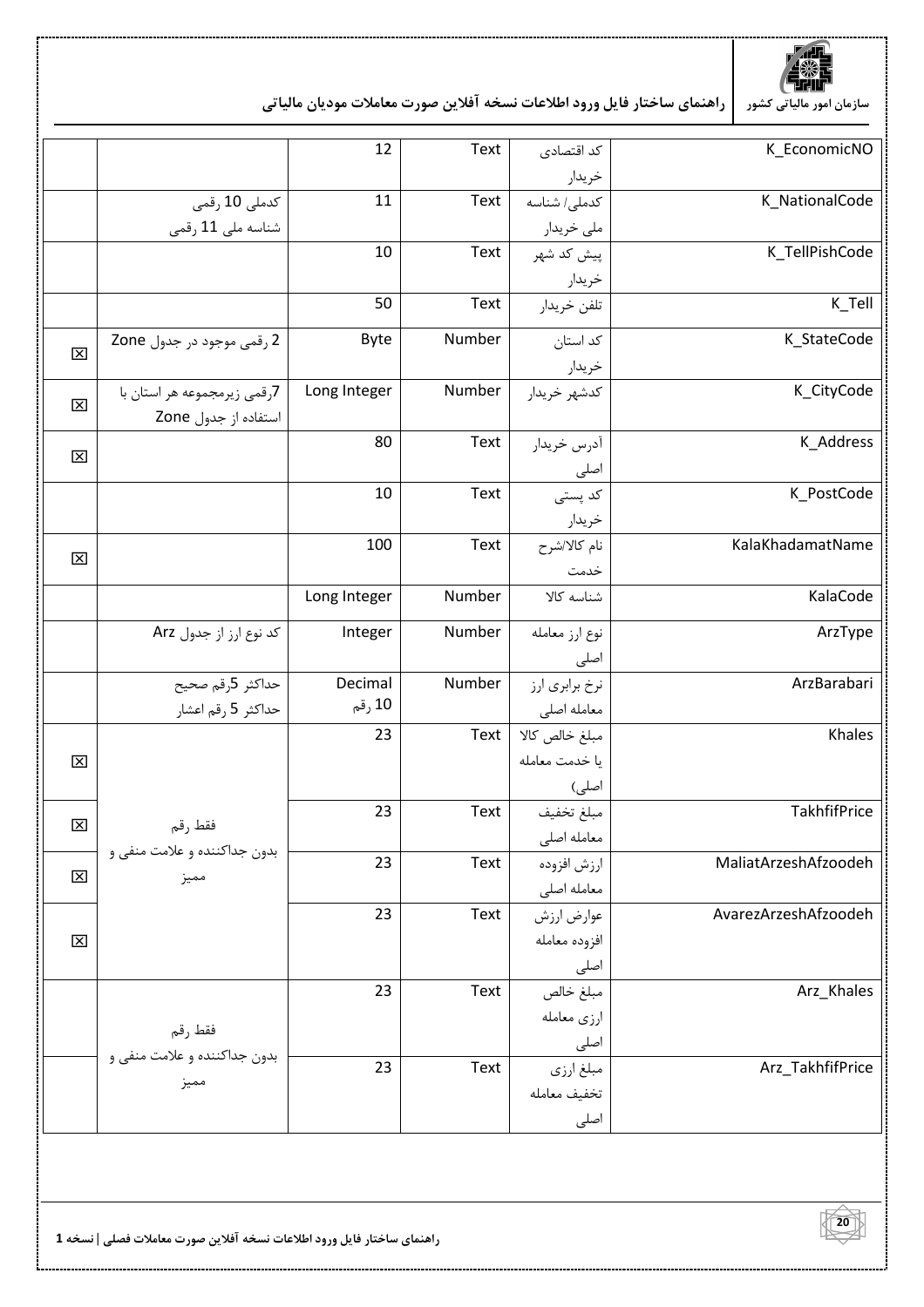| | | | | | |
|---|---|---|---|---|---|
| K_EconomicNO | کد اقتصادی خریدار | Text | 12 | | |
| K_NationalCode | کدملی/ شناسه ملی خریدار | Text | 11 | کدملی 10 رقمی<br>شناسه ملی 11 رقمی | |
| K_TellPishCode | پیش کد شهر خریدار | Text | 10 | | |
| K_Tell | تلفن خریدار | Text | 50 | | |
| K_StateCode | کد استان خریدار | Number | Byte | 2 رقمی موجود در جدول Zone | ☒ |
| K_CityCode | کدشهر خریدار | Number | Long Integer | 7رقمی زیرمجموعه هر استان با استفاده از جدول Zone | ☒ |
| K_Address | آدرس خریدار اصلی | Text | 80 | | ☒ |
| K_PostCode | کد پستی خریدار | Text | 10 | | |
| KalaKhadamatName | نام کالا/شرح خدمت | Text | 100 | | ☒ |
| KalaCode | شناسه کالا | Number | Long Integer | | |
| ArzType | نوع ارز معامله اصلی | Number | Integer | کد نوع ارز از جدول Arz | |
| ArzBarabari | نرخ برابری ارز معامله اصلی | Number | Decimal<br>10 رقم | حداکثر 5رقم صحیح<br>حداکثر 5 رقم اعشار | |
| Khales | مبلغ خالص کالا یا خدمت معامله اصلی) | Text | 23 | فقط رقم<br>بدون جداکننده و علامت منفی و ممیز | ☒ |
| TakhfifPrice | مبلغ تخفیف معامله اصلی | Text | 23 | | ☒ |
| MaliatArzeshAfzoodeh | ارزش افزوده معامله اصلی | Text | 23 | | ☒ |
| AvarezArzeshAfzoodeh | عوارض ارزش افزوده معامله اصلی | Text | 23 | | ☒ |
| Arz_Khales | مبلغ خالص ارزی معامله اصلی | Text | 23 | فقط رقم<br>بدون جداکننده و علامت منفی و ممیز | |
| Arz_TakhfifPrice | مبلغ ارزی تخفیف معامله اصلی | Text | 23 | | |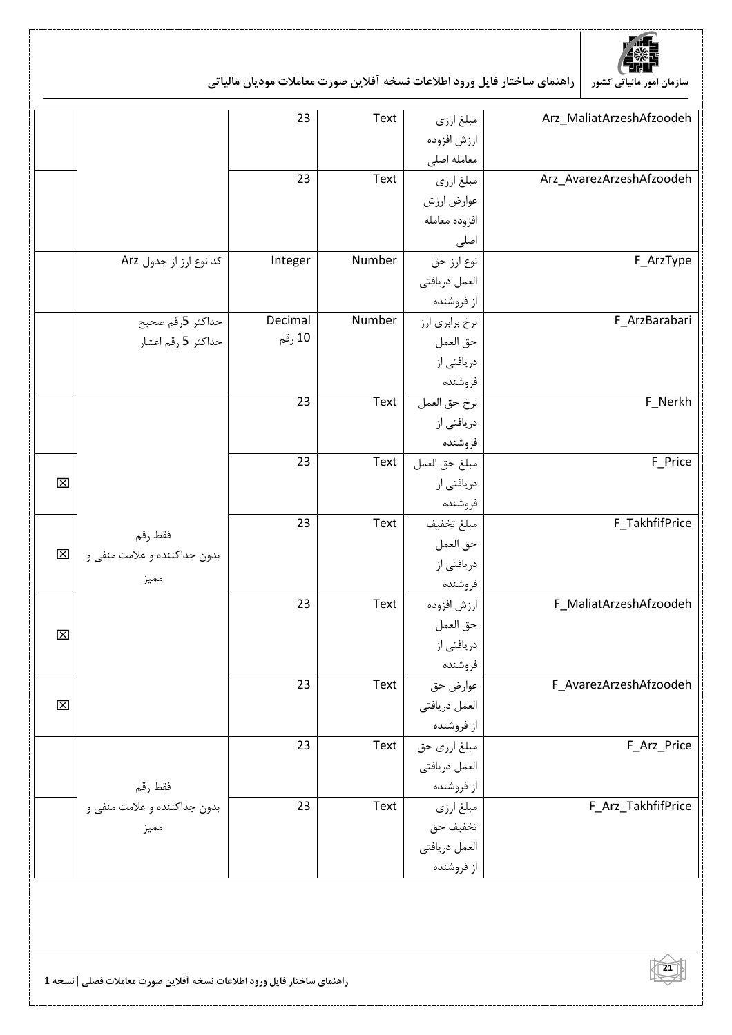| | | | | | |
|---|---|---|---|---|---|
| Arz_MaliatArzeshAfzoodeh | مبلغ ارزی ارزش افزوده معامله اصلی | Text | 23 | | |
| Arz_AvarezArzeshAfzoodeh | مبلغ ارزی عوارض ارزش افزوده معامله اصلی | Text | 23 | | |
| F_ArzType | نوع ارز حق العمل دریافتی از فروشنده | Number | Integer | کد نوع ارز از جدول Arz | |
| F_ArzBarabari | نرخ برابری ارز حق العمل دریافتی از فروشنده | Number | Decimal 10 رقم | حداکثر 5رقم صحیح حداکثر 5 رقم اعشار | |
| F_Nerkh | نرخ حق العمل دریافتی از فروشنده | Text | 23 | فقط رقم بدون جداکننده و علامت منفی و ممیز | |
| F_Price | مبلغ حق العمل دریافتی از فروشنده | Text | 23 | | ☒ |
| F_TakhfifPrice | مبلغ تخفیف حق العمل دریافتی از فروشنده | Text | 23 | | ☒ |
| F_MaliatArzeshAfzoodeh | ارزش افزوده حق العمل دریافتی از فروشنده | Text | 23 | | ☒ |
| F_AvarezArzeshAfzoodeh | عوارض حق العمل دریافتی از فروشنده | Text | 23 | | ☒ |
| F_Arz_Price | مبلغ ارزی حق العمل دریافتی از فروشنده | Text | 23 | فقط رقم بدون جداکننده و علامت منفی و ممیز | |
| F_Arz_TakhfifPrice | مبلغ ارزی تخفیف حق العمل دریافتی از فروشنده | Text | 23 | | |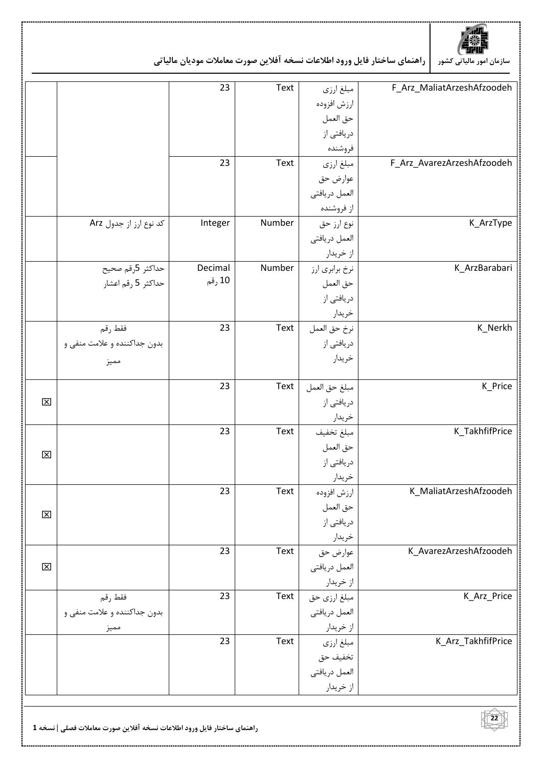| | | | | | |
|---|---|---|---|---|---|
| F_Arz_MaliatArzeshAfzoodeh | مبلغ ارزی ارزش افزوده حق العمل دریافتی از فروشنده | Text | 23 | | |
| F_Arz_AvarezArzeshAfzoodeh | مبلغ ارزی عوارض حق العمل دریافتی از فروشنده | Text | 23 | | |
| K_ArzType | نوع ارز حق العمل دریافتی از خریدار | Number | Integer | کد نوع ارز از جدول Arz | |
| K_ArzBarabari | نرخ برابری ارز حق العمل دریافتی از خریدار | Number | Decimal 10 رقم | حداکثر 5رقم صحیح حداکثر 5 رقم اعشار | |
| K_Nerkh | نرخ حق العمل دریافتی از خریدار | Text | 23 | فقط رقم بدون جداکننده و علامت منفی و ممیز | |
| K_Price | مبلغ حق العمل دریافتی از خریدار | Text | 23 | | ☒ |
| K_TakhfifPrice | مبلغ تخفیف حق العمل دریافتی از خریدار | Text | 23 | | ☒ |
| K_MaliatArzeshAfzoodeh | ارزش افزوده حق العمل دریافتی از خریدار | Text | 23 | | ☒ |
| K_AvarezArzeshAfzoodeh | عوارض حق العمل دریافتی از خریدار | Text | 23 | | ☒ |
| K_Arz_Price | مبلغ ارزی حق العمل دریافتی از خریدار | Text | 23 | فقط رقم بدون جداکننده و علامت منفی و ممیز | |
| K_Arz_TakhfifPrice | مبلغ ارزی تخفیف حق العمل دریافتی از خریدار | Text | 23 | | |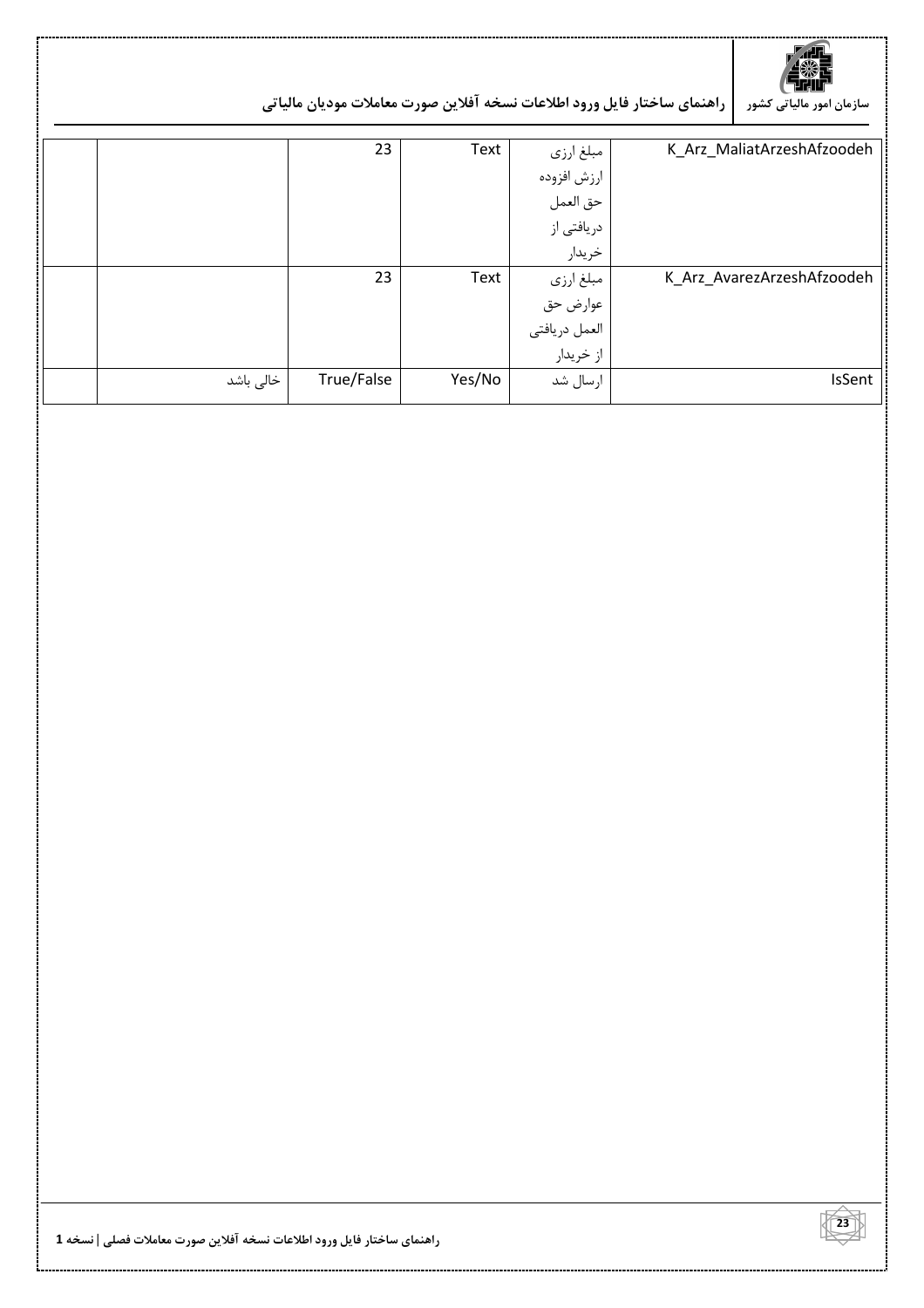| | | | | | |
|---|---|---|---|---|---|
| K_Arz_MaliatArzeshAfzoodeh | مبلغ ارزی ارزش افزوده حق العمل دریافتی از خریدار | Text | 23 | | |
| K_Arz_AvarezArzeshAfzoodeh | مبلغ ارزی عوارض حق العمل دریافتی از خریدار | Text | 23 | | |
| IsSent | ارسال شد | Yes/No | True/False | خالی باشد | |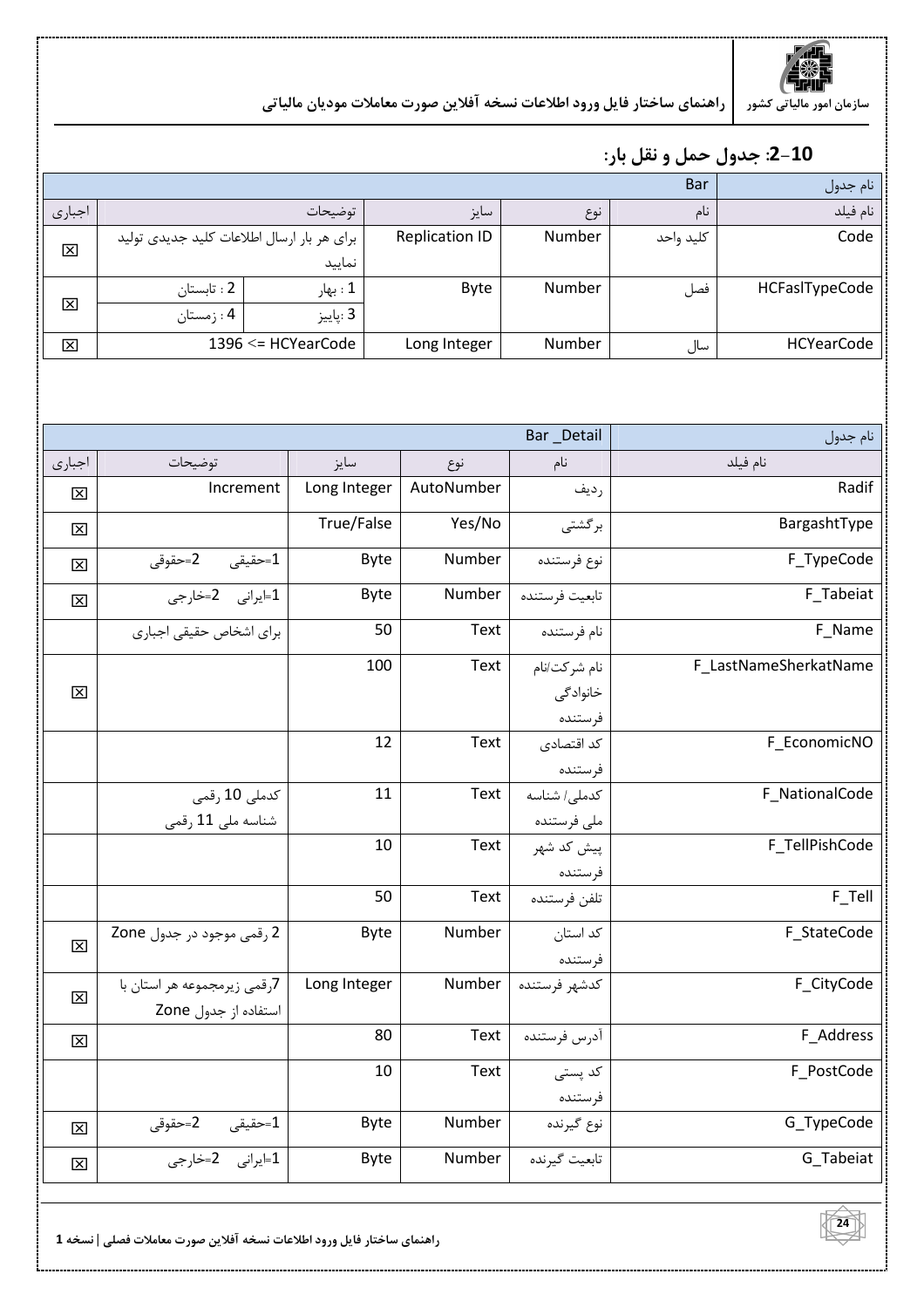## 2-10: جدول حمل و نقل بار:

| نام جدول | Bar | | | | |
|---|---|---|---|---|---|
| نام فیلد | نام | نوع | سایز | توضیحات | اجباری |
| Code | کلید واحد | Number | Replication ID | برای هر بار ارسال اطلاعات کلید جدیدی تولید نمایید | ☒ |
| HCFaslTypeCode | فصل | Number | Byte | 1 : بهار، 2 : تابستان، 3 :پاییز، 4 : زمستان | ☒ |
| HCYearCode | سال | Number | Long Integer | 1396 <= HCYearCode | ☒ |

| نام جدول | Bar _Detail | | | | |
|---|---|---|---|---|---|
| نام فیلد | نام | نوع | سایز | توضیحات | اجباری |
| Radif | ردیف | AutoNumber | Long Integer | Increment | ☒ |
| BargashtType | برگشتی | Yes/No | True/False | | ☒ |
| F_TypeCode | نوع فرستنده | Number | Byte | 1=حقیقی 2=حقوقی | ☒ |
| F_Tabeiat | تابعیت فرستنده | Number | Byte | 1=ایرانی 2=خارجی | ☒ |
| F_Name | نام فرستنده | Text | 50 | برای اشخاص حقیقی اجباری | |
| F_LastNameSherkatName | نام شرکت/نام خانوادگی فرستنده | Text | 100 | | ☒ |
| F_EconomicNO | کد اقتصادی فرستنده | Text | 12 | | |
| F_NationalCode | کدملی/ شناسه ملی فرستنده | Text | 11 | کدملی 10 رقمی شناسه ملی 11 رقمی | |
| F_TellPishCode | پیش کد شهر فرستنده | Text | 10 | | |
| F_Tell | تلفن فرستنده | Text | 50 | | |
| F_StateCode | کد استان فرستنده | Number | Byte | 2 رقمی موجود در جدول Zone | ☒ |
| F_CityCode | کدشهر فرستنده | Number | Long Integer | 7رقمی زیرمجموعه هر استان با استفاده از جدول Zone | ☒ |
| F_Address | آدرس فرستنده | Text | 80 | | ☒ |
| F_PostCode | کد پستی فرستنده | Text | 10 | | |
| G_TypeCode | نوع گیرنده | Number | Byte | 1=حقیقی 2=حقوقی | ☒ |
| G_Tabeiat | تابعیت گیرنده | Number | Byte | 1=ایرانی 2=خارجی | ☒ |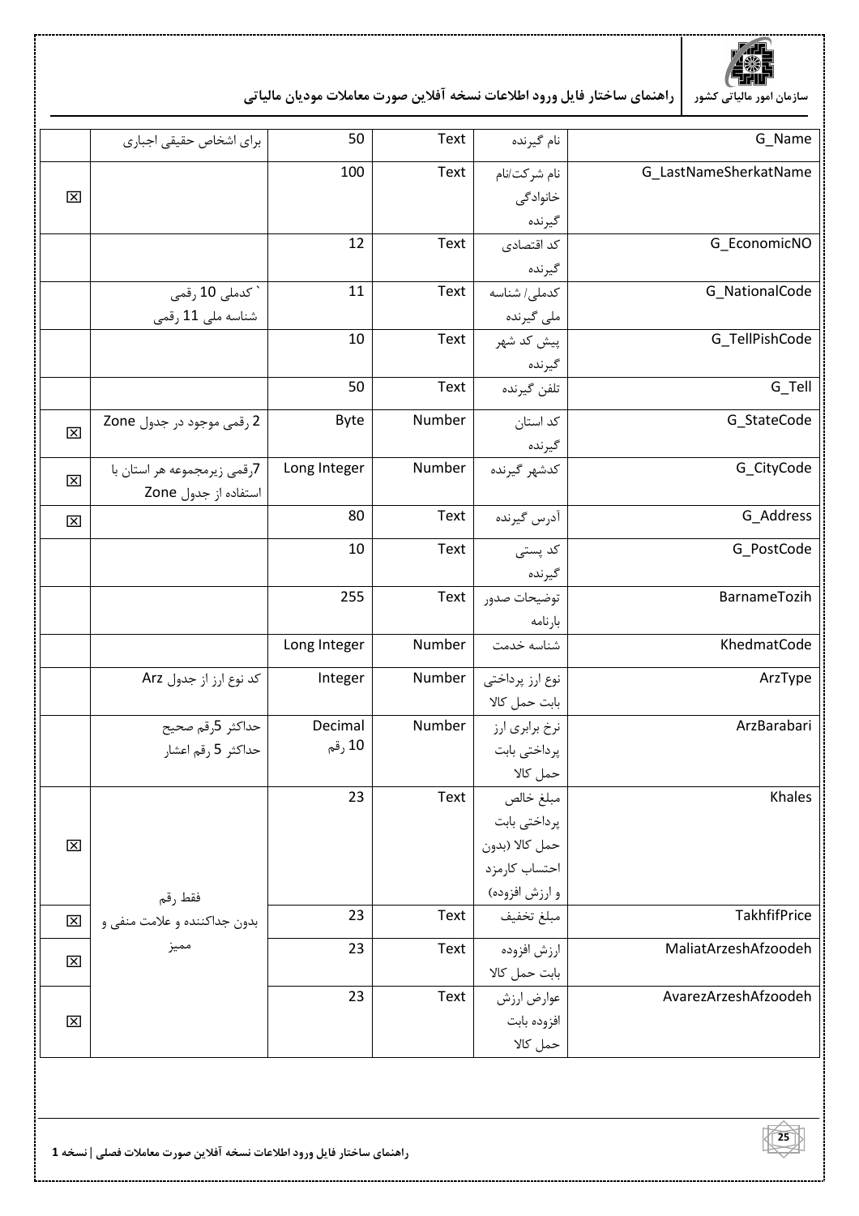| | | | | | |
|---|---|---|---|---|---|
| G_Name | نام گیرنده | Text | 50 | برای اشخاص حقیقی اجباری | |
| G_LastNameSherkatName | نام شرکت/نام خانوادگی گیرنده | Text | 100 | | ☒ |
| G_EconomicNO | کد اقتصادی گیرنده | Text | 12 | | |
| G_NationalCode | کدملی/ شناسه ملی گیرنده | Text | 11 | ` کدملی 10 رقمی شناسه ملی 11 رقمی | |
| G_TellPishCode | پیش کد شهر گیرنده | Text | 10 | | |
| G_Tell | تلفن گیرنده | Text | 50 | | |
| G_StateCode | کد استان گیرنده | Number | Byte | 2 رقمی موجود در جدول Zone | ☒ |
| G_CityCode | کدشهر گیرنده | Number | Long Integer | 7رقمی زیرمجموعه هر استان با استفاده از جدول Zone | ☒ |
| G_Address | آدرس گیرنده | Text | 80 | | ☒ |
| G_PostCode | کد پستی گیرنده | Text | 10 | | |
| BarnameTozih | توضیحات صدور بارنامه | Text | 255 | | |
| KhedmatCode | شناسه خدمت | Number | Long Integer | | |
| ArzType | نوع ارز پرداختی بابت حمل کالا | Number | Integer | کد نوع ارز از جدول Arz | |
| ArzBarabari | نرخ برابری ارز پرداختی بابت حمل کالا | Number | Decimal 10 رقم | حداکثر 5رقم صحیح حداکثر 5 رقم اعشار | |
| Khales | مبلغ خالص پرداختی بابت حمل کالا (بدون احتساب کارمزد و ارزش افزوده) | Text | 23 | فقط رقم بدون جداکننده و علامت منفی و ممیز | ☒ |
| TakhfifPrice | مبلغ تخفیف | Text | 23 | | ☒ |
| MaliatArzeshAfzoodeh | ارزش افزوده بابت حمل کالا | Text | 23 | | ☒ |
| AvarezArzeshAfzoodeh | عوارض ارزش افزوده بابت حمل کالا | Text | 23 | | ☒ |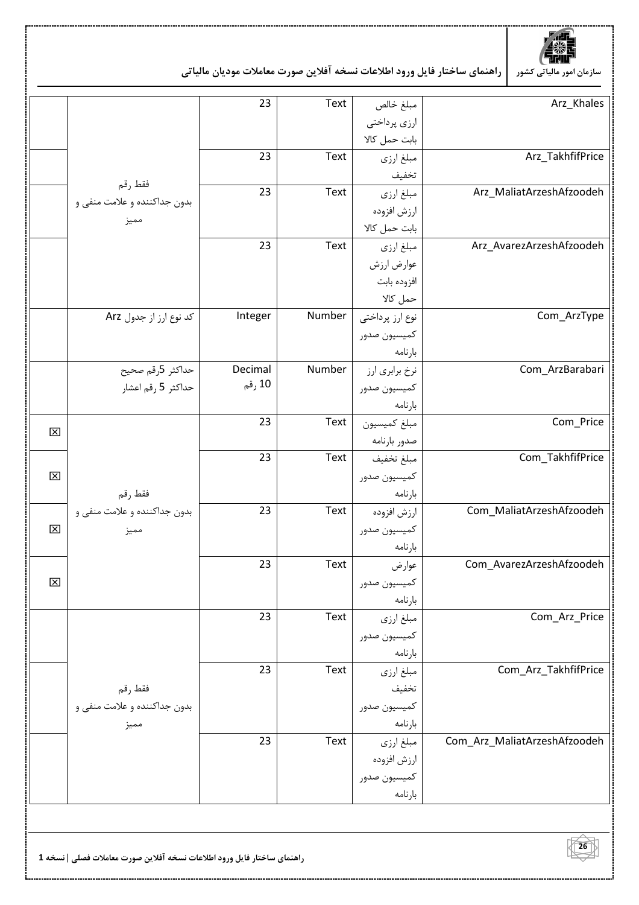| | | | | | |
|---|---|---|---|---|---|
| Arz_Khales | مبلغ خالص ارزی پرداختی بابت حمل کالا | Text | 23 | فقط رقم بدون جداکننده و علامت منفی و ممیز | |
| Arz_TakhfifPrice | مبلغ ارزی تخفیف | Text | 23 | | |
| Arz_MaliatArzeshAfzoodeh | مبلغ ارزی ارزش افزوده بابت حمل کالا | Text | 23 | | |
| Arz_AvarezArzeshAfzoodeh | مبلغ ارزی عوارض ارزش افزوده بابت حمل کالا | Text | 23 | | |
| Com_ArzType | نوع ارز پرداختی کمیسیون صدور بارنامه | Number | Integer | کد نوع ارز از جدول Arz | |
| Com_ArzBarabari | نرخ برابری ارز کمیسیون صدور بارنامه | Number | Decimal 10 رقم | حداکثر 5رقم صحیح حداکثر 5 رقم اعشار | |
| Com_Price | مبلغ کمیسیون صدور بارنامه | Text | 23 | فقط رقم بدون جداکننده و علامت منفی و ممیز | ☒ |
| Com_TakhfifPrice | مبلغ تخفیف کمیسیون صدور بارنامه | Text | 23 | | ☒ |
| Com_MaliatArzeshAfzoodeh | ارزش افزوده کمیسیون صدور بارنامه | Text | 23 | | ☒ |
| Com_AvarezArzeshAfzoodeh | عوارض کمیسیون صدور بارنامه | Text | 23 | | ☒ |
| Com_Arz_Price | مبلغ ارزی کمیسیون صدور بارنامه | Text | 23 | فقط رقم بدون جداکننده و علامت منفی و ممیز | |
| Com_Arz_TakhfifPrice | مبلغ ارزی تخفیف کمیسیون صدور بارنامه | Text | 23 | | |
| Com_Arz_MaliatArzeshAfzoodeh | مبلغ ارزی ارزش افزوده کمیسیون صدور بارنامه | Text | 23 | | |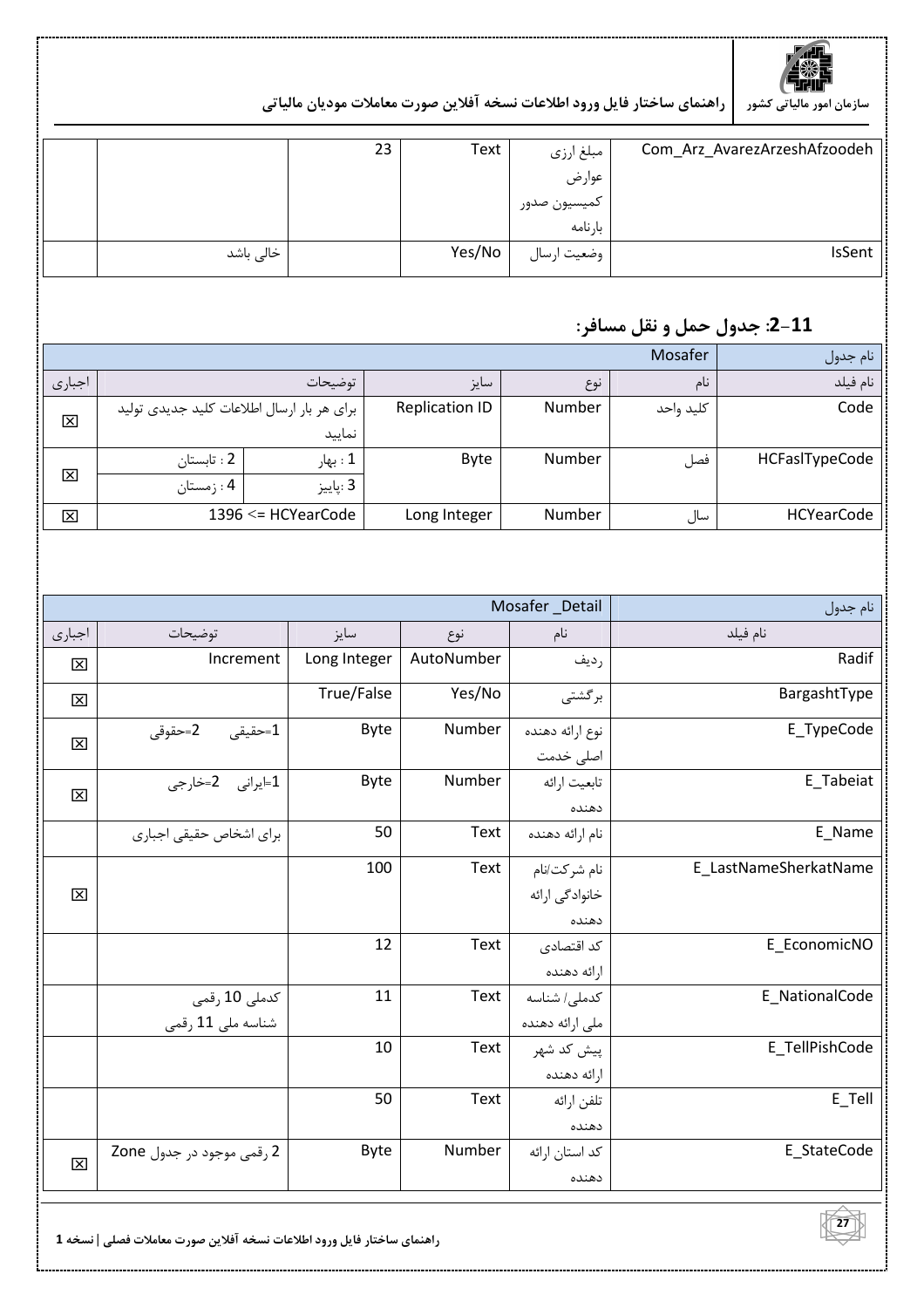| | | | | | |
|---|---|---|---|---|---|
| Com_Arz_AvarezArzeshAfzoodeh | مبلغ ارزی عوارض کمیسیون صدور بارنامه | Text | 23 | | |
| IsSent | وضعیت ارسال | Yes/No | | خالی باشد | |

## 2-11: جدول حمل و نقل مسافر:

| نام جدول | Mosafer | | | | |
|---|---|---|---|---|---|
| نام فیلد | نام | نوع | سایز | توضیحات | اجباری |
| Code | کلید واحد | Number | Replication ID | برای هر بار ارسال اطلاعات کلید جدیدی تولید نمایید | ☒ |
| HCFaslTypeCode | فصل | Number | Byte | 1 : بهار / 2 : تابستان / 3 :پاییز / 4 : زمستان | ☒ |
| HCYearCode | سال | Number | Long Integer | 1396 <= HCYearCode | ☒ |

| نام جدول | Mosafer _Detail | | | | |
|---|---|---|---|---|---|
| نام فیلد | نام | نوع | سایز | توضیحات | اجباری |
| Radif | ردیف | AutoNumber | Long Integer | Increment | ☒ |
| BargashtType | برگشتی | Yes/No | True/False | | ☒ |
| E_TypeCode | نوع ارائه دهنده اصلی خدمت | Number | Byte | 1=حقیقی 2=حقوقی | ☒ |
| E_Tabeiat | تابعیت ارائه دهنده | Number | Byte | 1=ایرانی 2=خارجی | ☒ |
| E_Name | نام ارائه دهنده | Text | 50 | برای اشخاص حقیقی اجباری | |
| E_LastNameSherkatName | نام شرکت/نام خانوادگی ارائه دهنده | Text | 100 | | ☒ |
| E_EconomicNO | کد اقتصادی ارائه دهنده | Text | 12 | | |
| E_NationalCode | کدملی/ شناسه ملی ارائه دهنده | Text | 11 | کدملی 10 رقمی شناسه ملی 11 رقمی | |
| E_TellPishCode | پیش کد شهر ارائه دهنده | Text | 10 | | |
| E_Tell | تلفن ارائه دهنده | Text | 50 | | |
| E_StateCode | کد استان ارائه دهنده | Number | Byte | 2 رقمی موجود در جدول Zone | ☒ |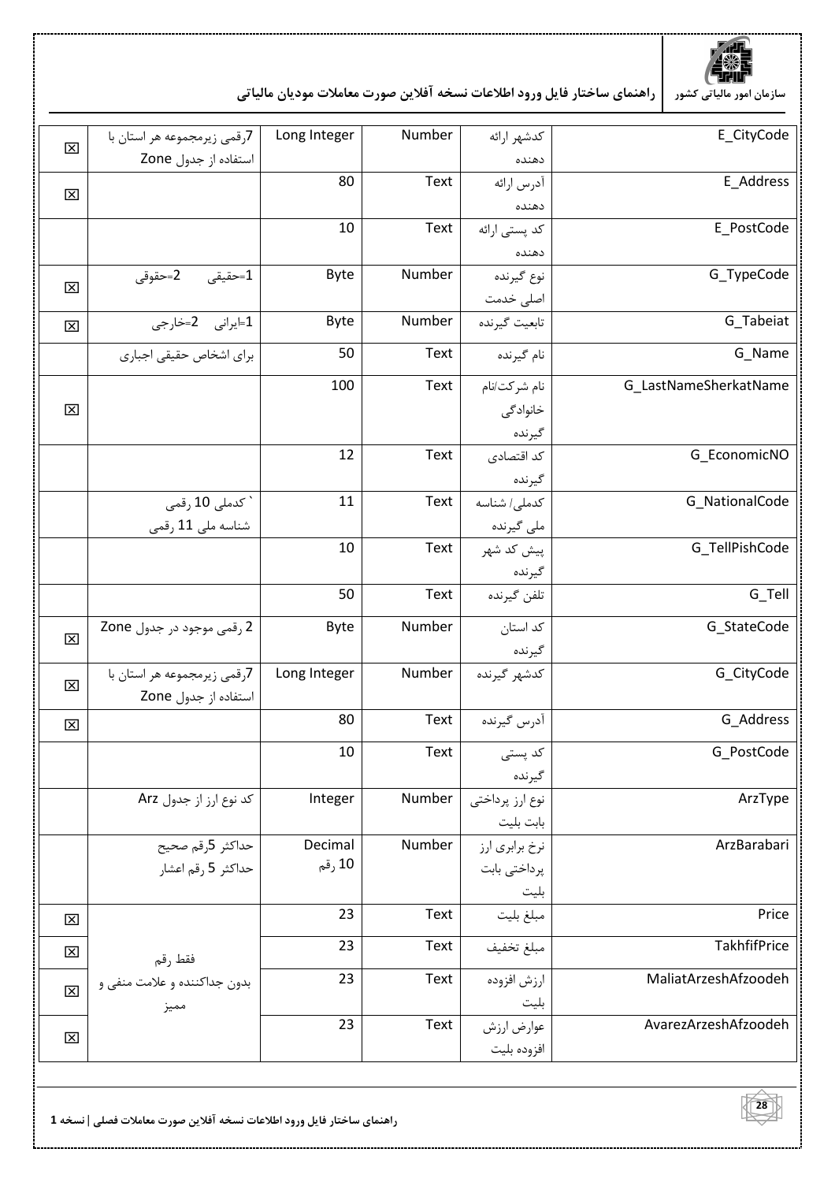| | | | | | |
|---|---|---|---|---|---|
| E_CityCode | کدشهر ارائه دهنده | Number | Long Integer | 7رقمی زیرمجموعه هر استان با استفاده از جدول Zone | ☒ |
| E_Address | آدرس ارائه دهنده | Text | 80 | | ☒ |
| E_PostCode | کد پستی ارائه دهنده | Text | 10 | | |
| G_TypeCode | نوع گیرنده اصلی خدمت | Number | Byte | 1=حقیقی 2=حقوقی | ☒ |
| G_Tabeiat | تابعیت گیرنده | Number | Byte | 1=ایرانی 2=خارجی | ☒ |
| G_Name | نام گیرنده | Text | 50 | برای اشخاص حقیقی اجباری | |
| G_LastNameSherkatName | نام شرکت/نام خانوادگی گیرنده | Text | 100 | | ☒ |
| G_EconomicNO | کد اقتصادی گیرنده | Text | 12 | | |
| G_NationalCode | کدملی/ شناسه ملی گیرنده | Text | 11 | ` کدملی 10 رقمی شناسه ملی 11 رقمی | |
| G_TellPishCode | پیش کد شهر گیرنده | Text | 10 | | |
| G_Tell | تلفن گیرنده | Text | 50 | | |
| G_StateCode | کد استان گیرنده | Number | Byte | 2 رقمی موجود در جدول Zone | ☒ |
| G_CityCode | کدشهر گیرنده | Number | Long Integer | 7رقمی زیرمجموعه هر استان با استفاده از جدول Zone | ☒ |
| G_Address | آدرس گیرنده | Text | 80 | | ☒ |
| G_PostCode | کد پستی گیرنده | Text | 10 | | |
| ArzType | نوع ارز پرداختی بابت بلیت | Number | Integer | کد نوع ارز از جدول Arz | |
| ArzBarabari | نرخ برابری ارز پرداختی بابت بلیت | Number | Decimal 10 رقم | حداکثر 5رقم صحیح حداکثر 5 رقم اعشار | |
| Price | مبلغ بلیت | Text | 23 | فقط رقم بدون جداکننده و علامت منفی و ممیز | ☒ |
| TakhfifPrice | مبلغ تخفیف | Text | 23 | | ☒ |
| MaliatArzeshAfzoodeh | ارزش افزوده بلیت | Text | 23 | | ☒ |
| AvarezArzeshAfzoodeh | عوارض ارزش افزوده بلیت | Text | 23 | | ☒ |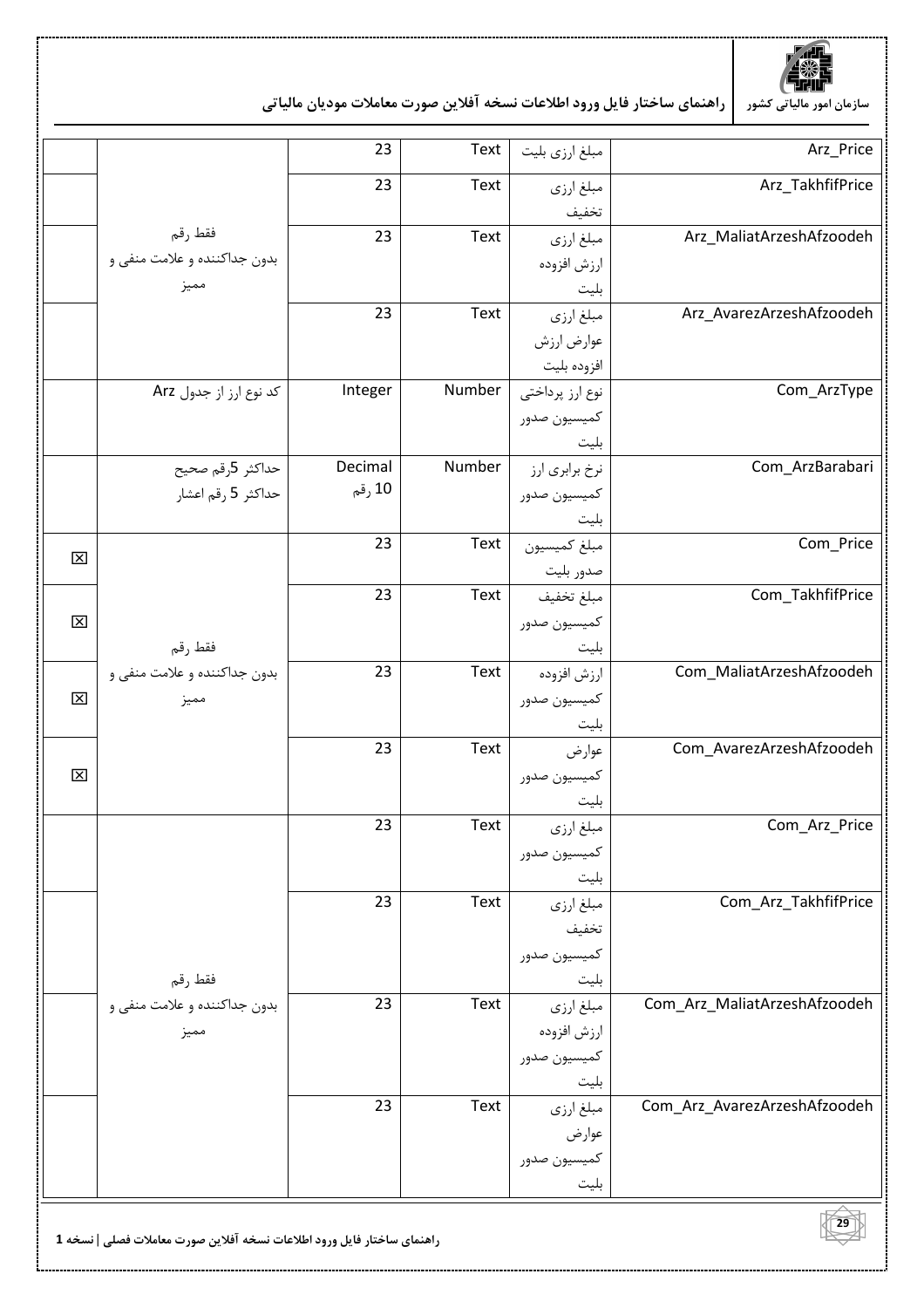| | | | | | |
|---|---|---|---|---|---|
| Arz_Price | مبلغ ارزی بلیت | Text | 23 | فقط رقم بدون جداکننده و علامت منفی و ممیز | |
| Arz_TakhfifPrice | مبلغ ارزی تخفیف | Text | 23 | | |
| Arz_MaliatArzeshAfzoodeh | مبلغ ارزی ارزش افزوده بلیت | Text | 23 | | |
| Arz_AvarezArzeshAfzoodeh | مبلغ ارزی عوارض ارزش افزوده بلیت | Text | 23 | | |
| Com_ArzType | نوع ارز پرداختی کمیسیون صدور بلیت | Number | Integer | کد نوع ارز از جدول Arz | |
| Com_ArzBarabari | نرخ برابری ارز کمیسیون صدور بلیت | Number | Decimal 10 رقم | حداکثر 5رقم صحیح حداکثر 5 رقم اعشار | |
| Com_Price | مبلغ کمیسیون صدور بلیت | Text | 23 | فقط رقم بدون جداکننده و علامت منفی و ممیز | ☒ |
| Com_TakhfifPrice | مبلغ تخفیف کمیسیون صدور بلیت | Text | 23 | | ☒ |
| Com_MaliatArzeshAfzoodeh | ارزش افزوده کمیسیون صدور بلیت | Text | 23 | | ☒ |
| Com_AvarezArzeshAfzoodeh | عوارض کمیسیون صدور بلیت | Text | 23 | | ☒ |
| Com_Arz_Price | مبلغ ارزی کمیسیون صدور بلیت | Text | 23 | فقط رقم بدون جداکننده و علامت منفی و ممیز | |
| Com_Arz_TakhfifPrice | مبلغ ارزی تخفیف کمیسیون صدور بلیت | Text | 23 | | |
| Com_Arz_MaliatArzeshAfzoodeh | مبلغ ارزی ارزش افزوده کمیسیون صدور بلیت | Text | 23 | | |
| Com_Arz_AvarezArzeshAfzoodeh | مبلغ ارزی عوارض کمیسیون صدور بلیت | Text | 23 | | |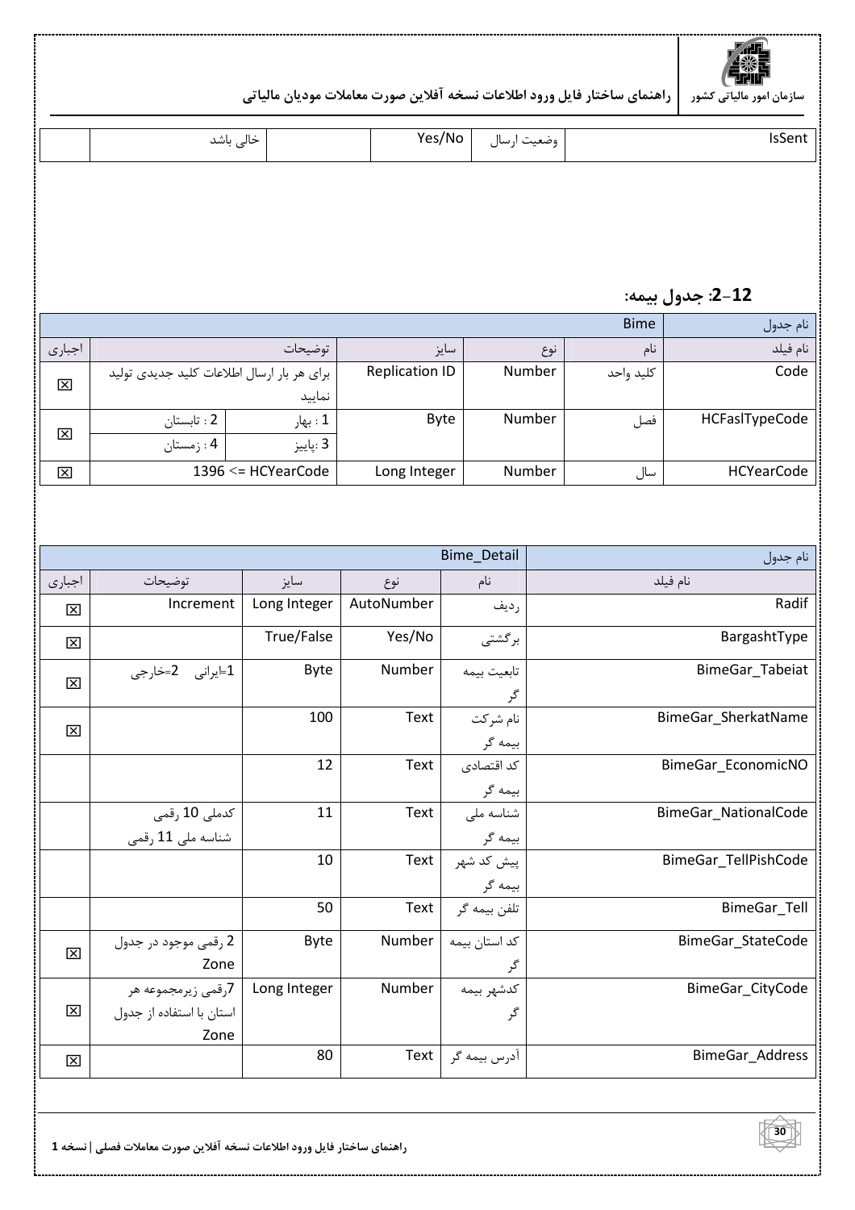| | | | | | |
|---|---|---|---|---|---|
| IsSent | وضعیت ارسال | Yes/No | | خالی باشد | |

### 2-12: جدول بیمه:

| نام جدول | Bime | | | | |
|---|---|---|---|---|---|
| نام فیلد | نام | نوع | سایز | توضیحات | اجباری |
| Code | کلید واحد | Number | Replication ID | برای هر بار ارسال اطلاعات کلید جدیدی تولید نمایید | ☒ |
| HCFaslTypeCode | فصل | Number | Byte | 1 : بهار — 2 : تابستان — 3 :پاییز — 4 : زمستان | ☒ |
| HCYearCode | سال | Number | Long Integer | 1396 <= HCYearCode | ☒ |

| نام جدول | Bime_Detail | | | | |
|---|---|---|---|---|---|
| نام فیلد | نام | نوع | سایز | توضیحات | اجباری |
| Radif | ردیف | AutoNumber | Long Integer | Increment | ☒ |
| BargashtType | برگشتی | Yes/No | True/False | | ☒ |
| BimeGar_Tabeiat | تابعیت بیمه گر | Number | Byte | 1=ایرانی 2=خارجی | ☒ |
| BimeGar_SherkatName | نام شرکت بیمه گر | Text | 100 | | ☒ |
| BimeGar_EconomicNO | کد اقتصادی بیمه گر | Text | 12 | | |
| BimeGar_NationalCode | شناسه ملی بیمه گر | Text | 11 | کدملی 10 رقمی شناسه ملی 11 رقمی | |
| BimeGar_TellPishCode | پیش کد شهر بیمه گر | Text | 10 | | |
| BimeGar_Tell | تلفن بیمه گر | Text | 50 | | |
| BimeGar_StateCode | کد استان بیمه گر | Number | Byte | 2 رقمی موجود در جدول Zone | ☒ |
| BimeGar_CityCode | کدشهر بیمه گر | Number | Long Integer | 7رقمی زیرمجموعه هر استان با استفاده از جدول Zone | ☒ |
| BimeGar_Address | آدرس بیمه گر | Text | 80 | | ☒ |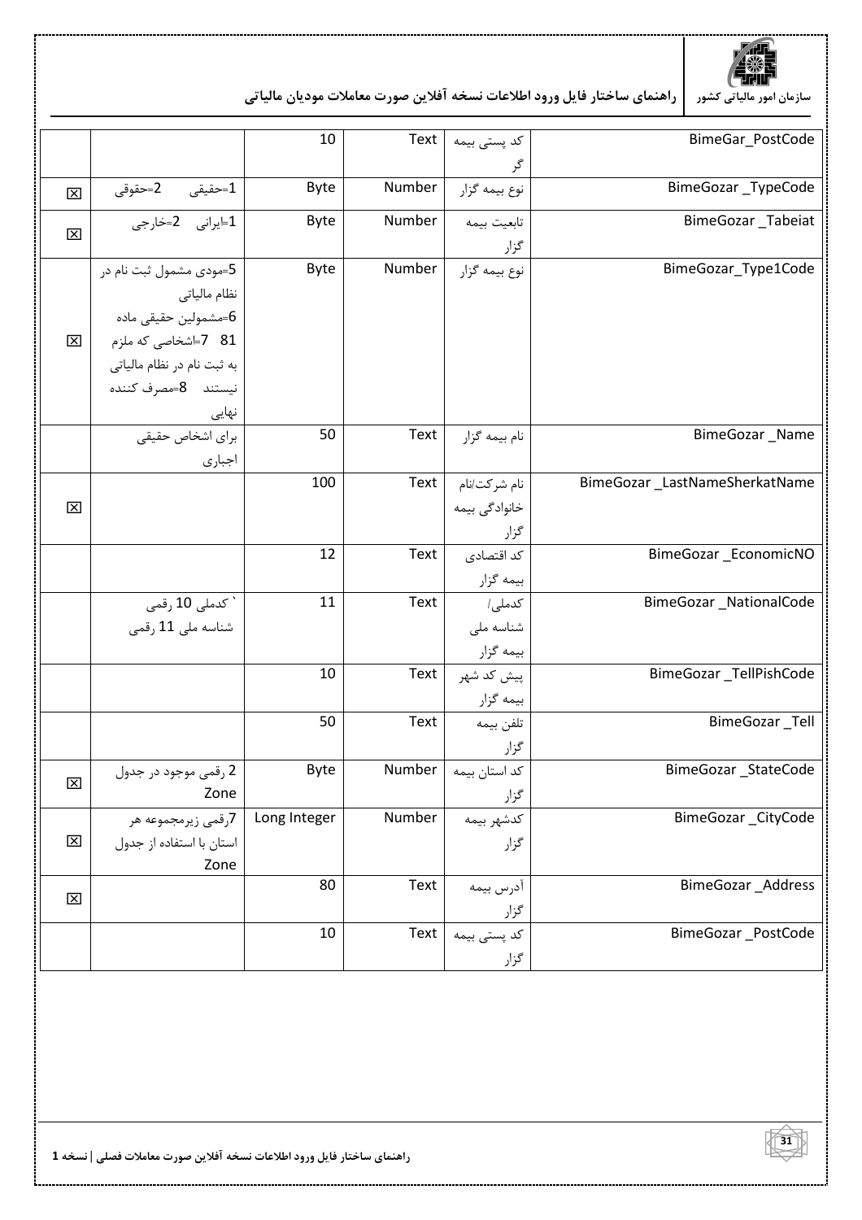| BimeGar_PostCode | کد پستی بیمه گر | Text | 10 | | |
| --- | --- | --- | --- | --- | --- |
| BimeGozar _TypeCode | نوع بیمه گزار | Number | Byte | 1=حقیقی 2=حقوقی | ☒ |
| BimeGozar _Tabeiat | تابعیت بیمه گزار | Number | Byte | 1=ایرانی 2=خارجی | ☒ |
| BimeGozar_Type1Code | نوع بیمه گزار | Number | Byte | 5=مودی مشمول ثبت نام در نظام مالیاتی 6=مشمولین حقیقی ماده 81 7=اشخاصی که ملزم به ثبت نام در نظام مالیاتی نیستند 8=مصرف کننده نهایی | ☒ |
| BimeGozar _Name | نام بیمه گزار | Text | 50 | برای اشخاص حقیقی اجباری | |
| BimeGozar _LastNameSherkatName | نام شرکت/نام خانوادگی بیمه گزار | Text | 100 | | ☒ |
| BimeGozar _EconomicNO | کد اقتصادی بیمه گزار | Text | 12 | | |
| BimeGozar _NationalCode | کدملی/ شناسه ملی بیمه گزار | Text | 11 | ` کدملی 10 رقمی شناسه ملی 11 رقمی | |
| BimeGozar _TellPishCode | پیش کد شهر بیمه گزار | Text | 10 | | |
| BimeGozar _Tell | تلفن بیمه گزار | Text | 50 | | |
| BimeGozar _StateCode | کد استان بیمه گزار | Number | Byte | 2 رقمی موجود در جدول Zone | ☒ |
| BimeGozar _CityCode | کدشهر بیمه گزار | Number | Long Integer | 7رقمی زیرمجموعه هر استان با استفاده از جدول Zone | ☒ |
| BimeGozar _Address | آدرس بیمه گزار | Text | 80 | | ☒ |
| BimeGozar _PostCode | کد پستی بیمه گزار | Text | 10 | | |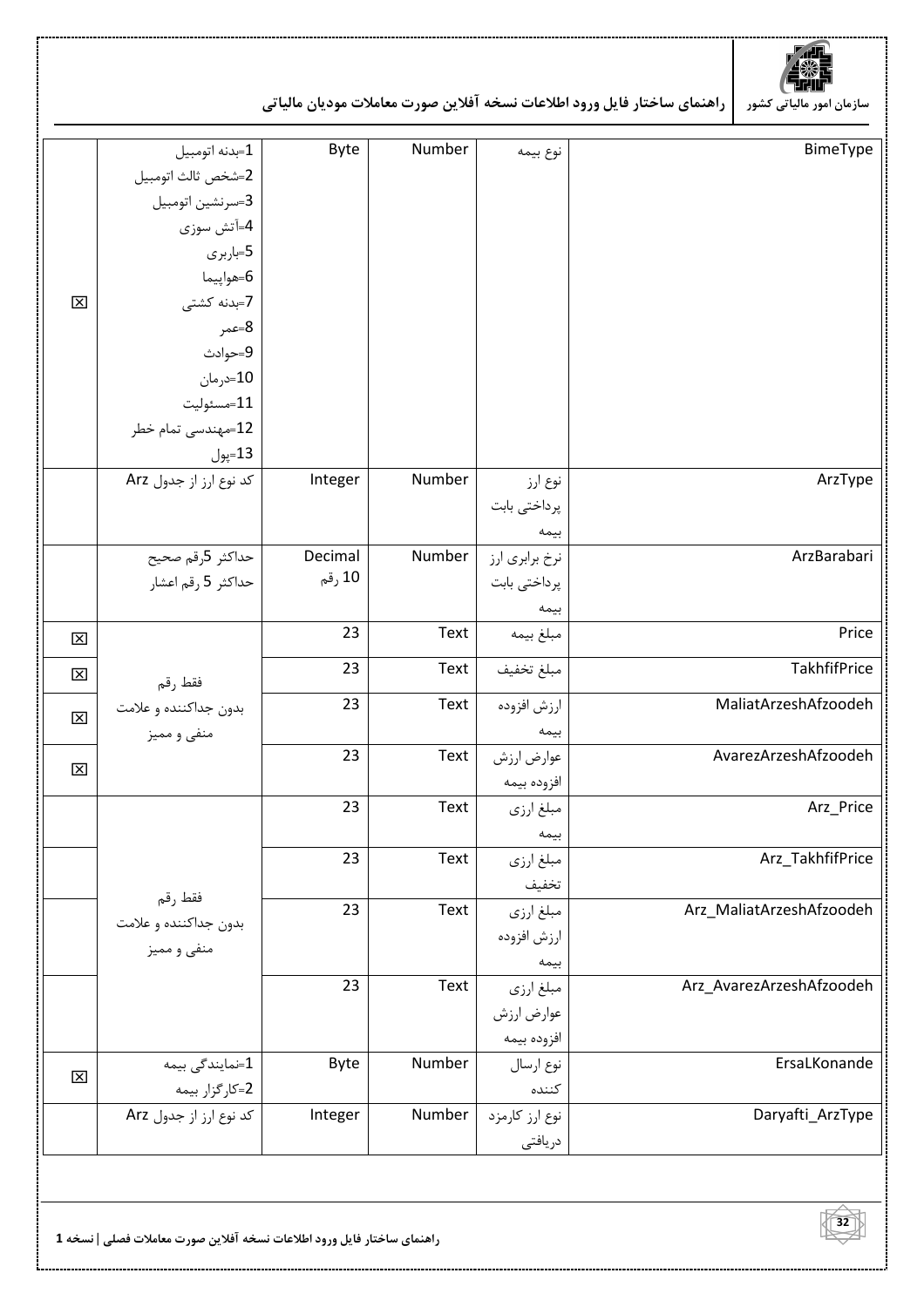| | | | | | |
|---|---|---|---|---|---|
| BimeType | نوع بیمه | Number | Byte | 1=بدنه اتومبیل<br>2=شخص ثالث اتومبیل<br>3=سرنشین اتومبیل<br>4=آتش سوزی<br>5=باربری<br>6=هواپیما<br>7=بدنه کشتی<br>8=عمر<br>9=حوادث<br>10=درمان<br>11=مسئولیت<br>12=مهندسی تمام خطر<br>13=پول | ☒ |
| ArzType | نوع ارز پرداختی بابت بیمه | Number | Integer | کد نوع ارز از جدول Arz | |
| ArzBarabari | نرخ برابری ارز پرداختی بابت بیمه | Number | Decimal 10 رقم | حداکثر 5رقم صحیح<br>حداکثر 5 رقم اعشار | |
| Price | مبلغ بیمه | Text | 23 | فقط رقم<br>بدون جداکننده و علامت منفی و ممیز | ☒ |
| TakhfifPrice | مبلغ تخفیف | Text | 23 | | ☒ |
| MaliatArzeshAfzoodeh | ارزش افزوده بیمه | Text | 23 | | ☒ |
| AvarezArzeshAfzoodeh | عوارض ارزش افزوده بیمه | Text | 23 | | ☒ |
| Arz_Price | مبلغ ارزی بیمه | Text | 23 | فقط رقم<br>بدون جداکننده و علامت منفی و ممیز | |
| Arz_TakhfifPrice | مبلغ ارزی تخفیف | Text | 23 | | |
| Arz_MaliatArzeshAfzoodeh | مبلغ ارزی ارزش افزوده بیمه | Text | 23 | | |
| Arz_AvarezArzeshAfzoodeh | مبلغ ارزی عوارض ارزش افزوده بیمه | Text | 23 | | |
| ErsaLKonande | نوع ارسال کننده | Number | Byte | 1=نمایندگی بیمه<br>2=کارگزار بیمه | ☒ |
| Daryafti_ArzType | نوع ارز کارمزد دریافتی | Number | Integer | کد نوع ارز از جدول Arz | |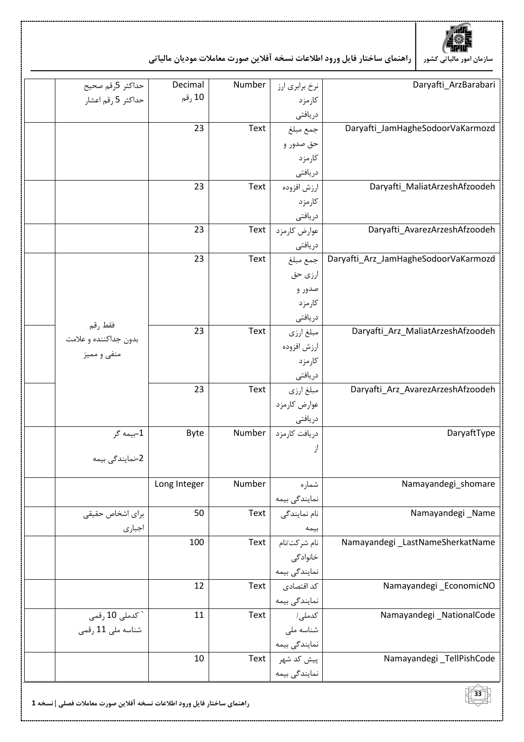| | | | | | |
|---|---|---|---|---|---|
| Daryafti_ArzBarabari | نرخ برابری ارز کارمزد دریافتی | Number | Decimal 10 رقم | حداکثر 5رقم صحیح حداکثر 5 رقم اعشار | |
| Daryafti_JamHagheSodoorVaKarmozd | جمع مبلغ حق صدور و کارمزد دریافتی | Text | 23 | | |
| Daryafti_MaliatArzeshAfzoodeh | ارزش افزوده کارمزد دریافتی | Text | 23 | | |
| Daryafti_AvarezArzeshAfzoodeh | عوارض کارمزد دریافتی | Text | 23 | | |
| Daryafti_Arz_JamHagheSodoorVaKarmozd | جمع مبلغ ارزی حق صدور و کارمزد دریافتی | Text | 23 | فقط رقم بدون جداکننده و علامت منفی و ممیز | |
| Daryafti_Arz_MaliatArzeshAfzoodeh | مبلغ ارزی ارزش افزوده کارمزد دریافتی | Text | 23 | | |
| Daryafti_Arz_AvarezArzeshAfzoodeh | مبلغ ارزی عوارض کارمزد دریافتی | Text | 23 | | |
| DaryaftType | دریافت کارمزد از | Number | Byte | 1=بیمه گر 2=نمایندگی بیمه | |
| Namayandegi_shomare | شماره نمایندگی بیمه | Number | Long Integer | | |
| Namayandegi _Name | نام نمایندگی بیمه | Text | 50 | برای اشخاص حقیقی اجباری | |
| Namayandegi _LastNameSherkatName | نام شرکت/نام خانوادگی نمایندگی بیمه | Text | 100 | | |
| Namayandegi _EconomicNO | کد اقتصادی نمایندگی بیمه | Text | 12 | | |
| Namayandegi _NationalCode | کدملی/ شناسه ملی نمایندگی بیمه | Text | 11 | ` کدملی 10 رقمی شناسه ملی 11 رقمی | |
| Namayandegi _TellPishCode | پیش کد شهر نمایندگی بیمه | Text | 10 | | |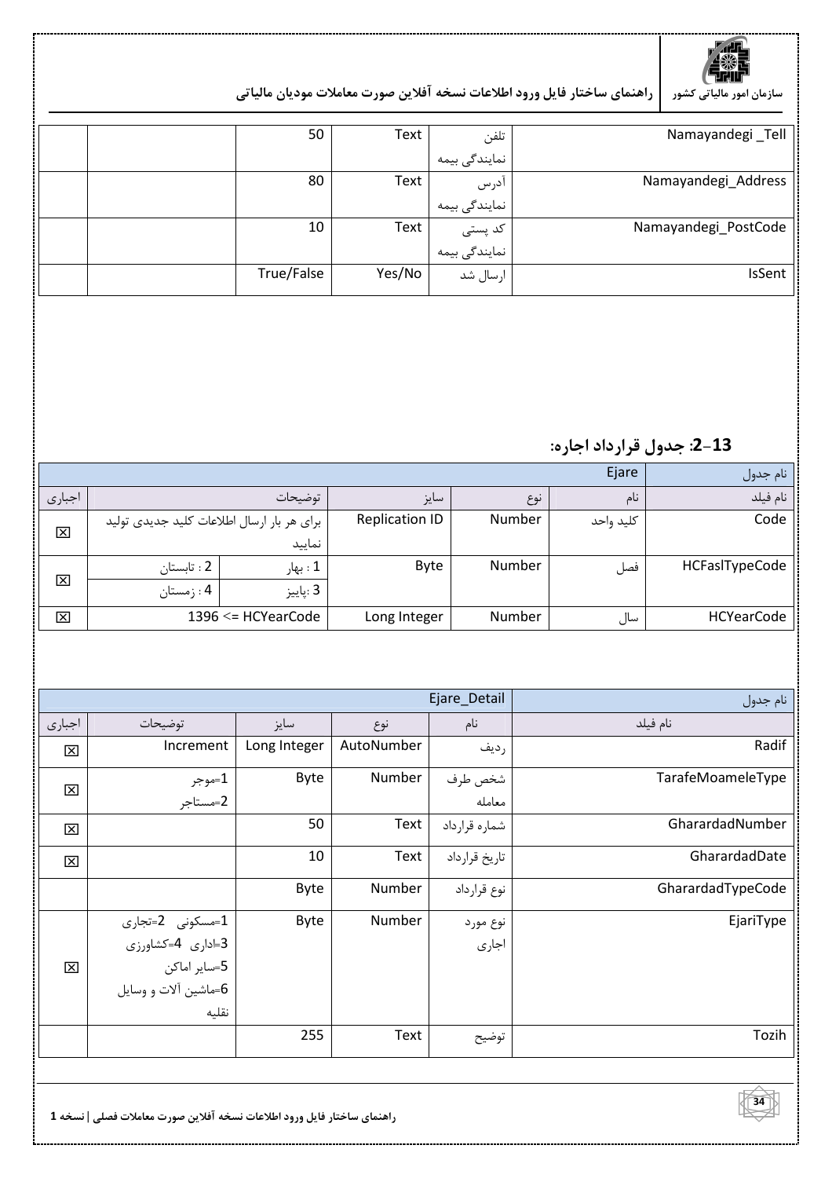| | | | | | |
|---|---|---|---|---|---|
| Namayandegi _Tell | تلفن نمایندگی بیمه | Text | 50 | | |
| Namayandegi_Address | آدرس نمایندگی بیمه | Text | 80 | | |
| Namayandegi_PostCode | کد پستی نمایندگی بیمه | Text | 10 | | |
| IsSent | ارسال شد | Yes/No | True/False | | |

## 2-13: جدول قرارداد اجاره:

| نام جدول | Ejare | | | | | |
|---|---|---|---|---|---|---|
| نام فیلد | نام | نوع | سایز | توضیحات | | اجباری |
| Code | کلید واحد | Number | Replication ID | برای هر بار ارسال اطلاعات کلید جدیدی تولید نمایید | | ☒ |
| HCFaslTypeCode | فصل | Number | Byte | 1 : بهار | 2 : تابستان | ☒ |
| | | | | 3 :پاییز | 4 : زمستان | |
| HCYearCode | سال | Number | Long Integer | 1396 <= HCYearCode | | ☒ |

| نام جدول | Ejare_Detail | | | | |
|---|---|---|---|---|---|
| نام فیلد | نام | نوع | سایز | توضیحات | اجباری |
| Radif | ردیف | AutoNumber | Long Integer | Increment | ☒ |
| TarafeMoameleType | شخص طرف معامله | Number | Byte | 1=موجر<br>2=مستاجر | ☒ |
| GharardadNumber | شماره قرارداد | Text | 50 | | ☒ |
| GharardadDate | تاریخ قرارداد | Text | 10 | | ☒ |
| GharardadTypeCode | نوع قرارداد | Number | Byte | | |
| EjariType | نوع مورد اجاری | Number | Byte | 1=مسکونی 2=تجاری<br>3=اداری 4=کشاورزی<br>5=سایر اماکن<br>6=ماشین آلات و وسایل نقلیه | ☒ |
| Tozih | توضیح | Text | 255 | | |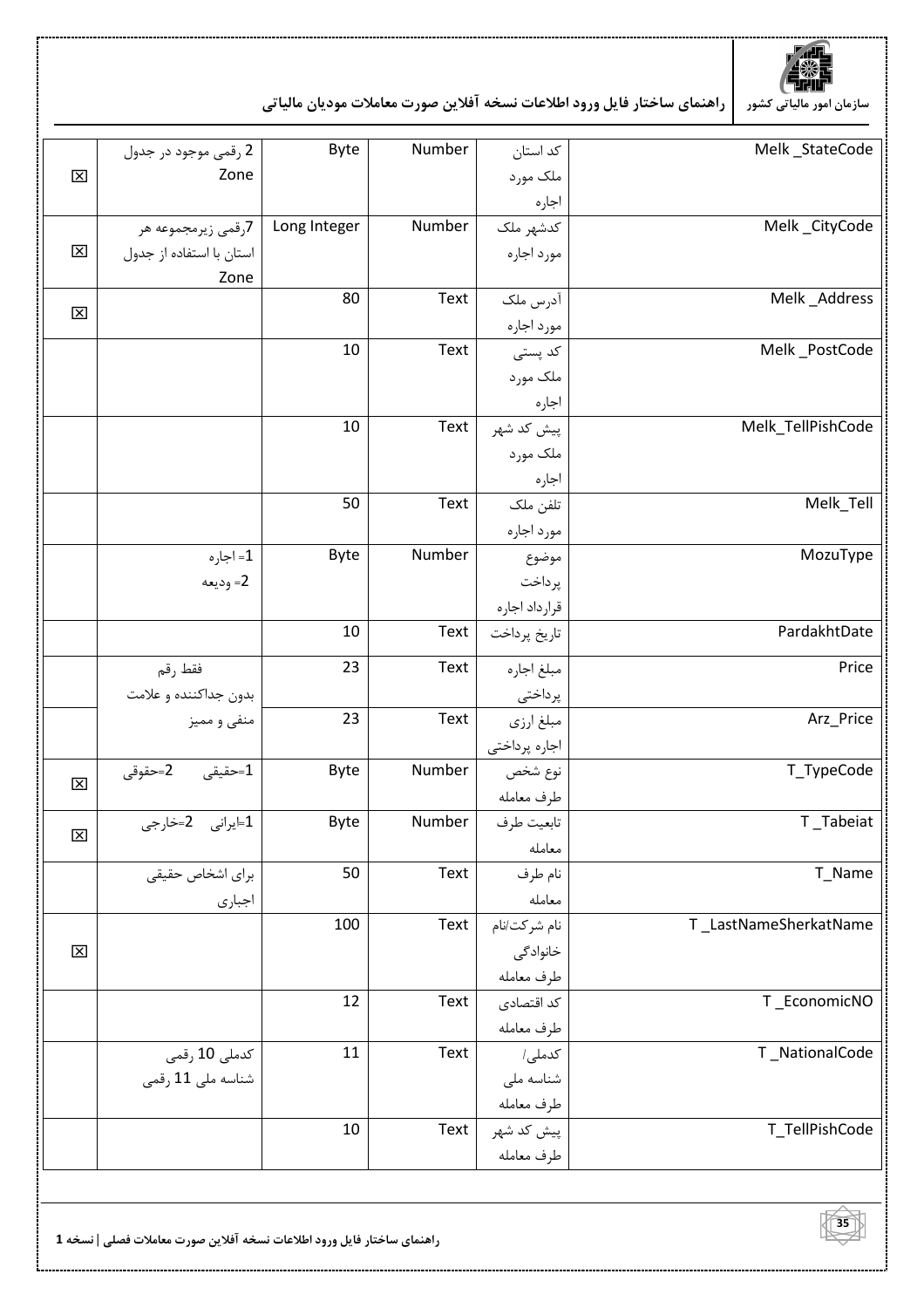| | | | | | |
|---|---|---|---|---|---|
| Melk _StateCode | کد استان ملک مورد اجاره | Number | Byte | 2 رقمی موجود در جدول Zone | ☒ |
| Melk _CityCode | کدشهر ملک مورد اجاره | Number | Long Integer | 7رقمی زیرمجموعه هر استان با استفاده از جدول Zone | ☒ |
| Melk _Address | آدرس ملک مورد اجاره | Text | 80 | | ☒ |
| Melk _PostCode | کد پستی ملک مورد اجاره | Text | 10 | | |
| Melk_TellPishCode | پیش کد شهر ملک مورد اجاره | Text | 10 | | |
| Melk_Tell | تلفن ملک مورد اجاره | Text | 50 | | |
| MozuType | موضوع پرداخت قرارداد اجاره | Number | Byte | 1= اجاره 2= ودیعه | |
| PardakhtDate | تاریخ پرداخت | Text | 10 | | |
| Price | مبلغ اجاره پرداختی | Text | 23 | فقط رقم بدون جداکننده و علامت منفی و ممیز | |
| Arz_Price | مبلغ ارزی اجاره پرداختی | Text | 23 | | |
| T_TypeCode | نوع شخص طرف معامله | Number | Byte | 1=حقیقی 2=حقوقی | ☒ |
| T _Tabeiat | تابعیت طرف معامله | Number | Byte | 1=ایرانی 2=خارجی | ☒ |
| T_Name | نام طرف معامله | Text | 50 | برای اشخاص حقیقی اجباری | |
| T _LastNameSherkatName | نام شرکت/نام خانوادگی طرف معامله | Text | 100 | | ☒ |
| T _EconomicNO | کد اقتصادی طرف معامله | Text | 12 | | |
| T _NationalCode | کدملی/ شناسه ملی طرف معامله | Text | 11 | کدملی 10 رقمی شناسه ملی 11 رقمی | |
| T_TellPishCode | پیش کد شهر طرف معامله | Text | 10 | | |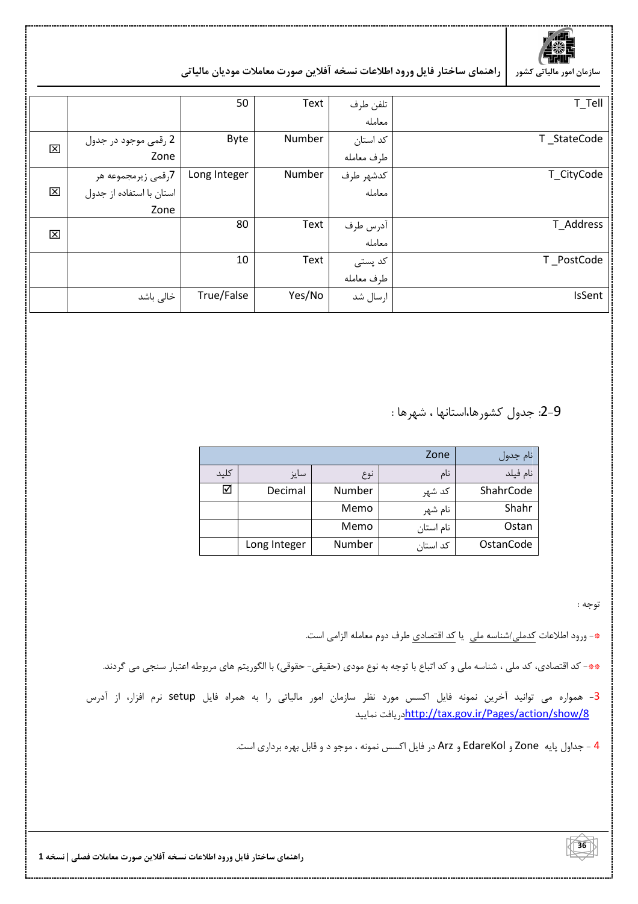| | | | | | |
|---|---|---|---|---|---|
| T_Tell | تلفن طرف معامله | Text | 50 | | |
| T _StateCode | کد استان طرف معامله | Number | Byte | 2 رقمی موجود در جدول Zone | ☒ |
| T_CityCode | کدشهر طرف معامله | Number | Long Integer | 7رقمی زیرمجموعه هر استان با استفاده از جدول Zone | ☒ |
| T_Address | آدرس طرف معامله | Text | 80 | | ☒ |
| T _PostCode | کد پستی طرف معامله | Text | 10 | | |
| IsSent | ارسال شد | Yes/No | True/False | خالی باشد | |

## 2-9: جدول کشورها،استانها ، شهرها :

| نام جدول | Zone | | | |
|---|---|---|---|---|
| نام فیلد | نام | نوع | سایز | کلید |
| ShahrCode | کد شهر | Number | Decimal | ☑ |
| Shahr | نام شهر | Memo | | |
| Ostan | نام استان | Memo | | |
| OstanCode | کد استان | Number | Long Integer | |

توجه :

*- ورود اطلاعات کدملی/شناسه ملی  یا کد اقتصادی طرف دوم معامله الزامی است.

**- کد اقتصادی، کد ملی ، شناسه ملی و کد اتباع با توجه به نوع مودی (حقیقی- حقوقی) با الگوریتم های مربوطه اعتبار سنجی می گردند.

3- همواره می توانید آخرین نمونه فایل اکسس مورد نظر سازمان امور مالیاتی را به همراه فایل setup نرم افزار، از آدرس http://tax.gov.ir/Pages/action/show/8دریافت نمایید

4 - جداول پایه Zone و EdareKol و Arz در فایل اکسس نمونه ، موجو د و قابل بهره برداری است.